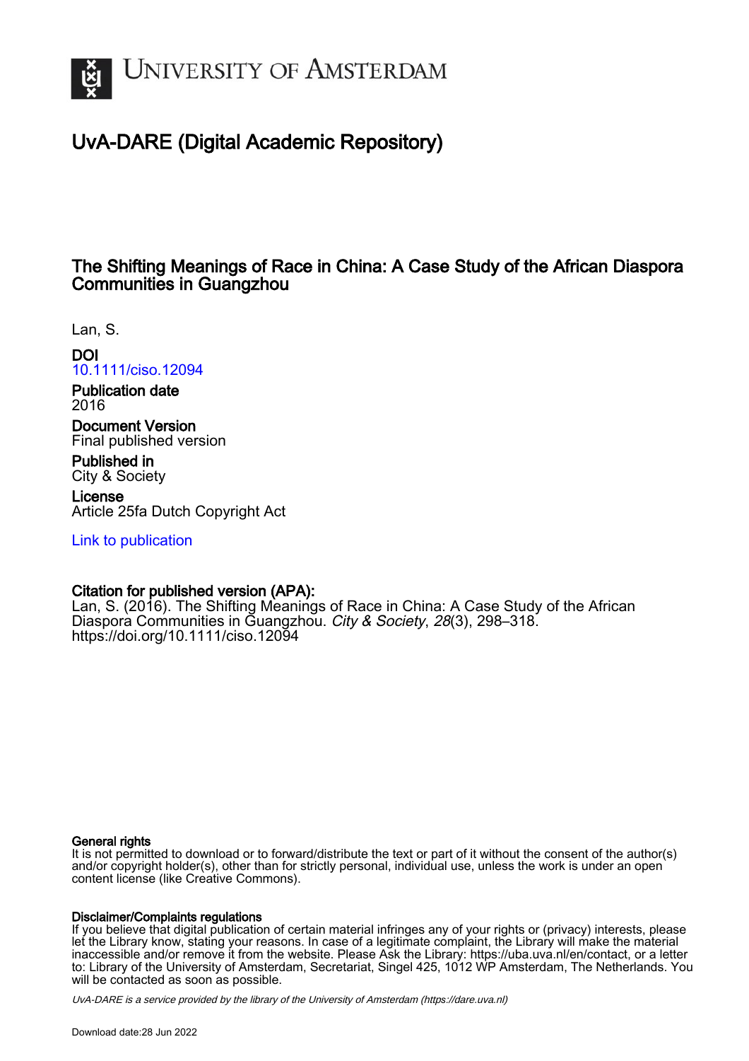# University of Amsterdam

## UvA-DARE (Digital Academic Repository)

### The Shifting Meanings of Race in China: A Case Study of the African Diaspora Communities in Guangzhou

Lan, S.

**DOI**
10.1111/ciso.12094

**Publication date**
2016

**Document Version**
Final published version

**Published in**
City & Society

**License**
Article 25fa Dutch Copyright Act

Link to publication

**Citation for published version (APA):**
Lan, S. (2016). The Shifting Meanings of Race in China: A Case Study of the African Diaspora Communities in Guangzhou. *City & Society*, *28*(3), 298–318. https://doi.org/10.1111/ciso.12094

**General rights**
It is not permitted to download or to forward/distribute the text or part of it without the consent of the author(s) and/or copyright holder(s), other than for strictly personal, individual use, unless the work is under an open content license (like Creative Commons).

**Disclaimer/Complaints regulations**
If you believe that digital publication of certain material infringes any of your rights or (privacy) interests, please let the Library know, stating your reasons. In case of a legitimate complaint, the Library will make the material inaccessible and/or remove it from the website. Please Ask the Library: https://uba.uva.nl/en/contact, or a letter to: Library of the University of Amsterdam, Secretariat, Singel 425, 1012 WP Amsterdam, The Netherlands. You will be contacted as soon as possible.

*UvA-DARE is a service provided by the library of the University of Amsterdam (https://dare.uva.nl)*

Download date:28 Jun 2022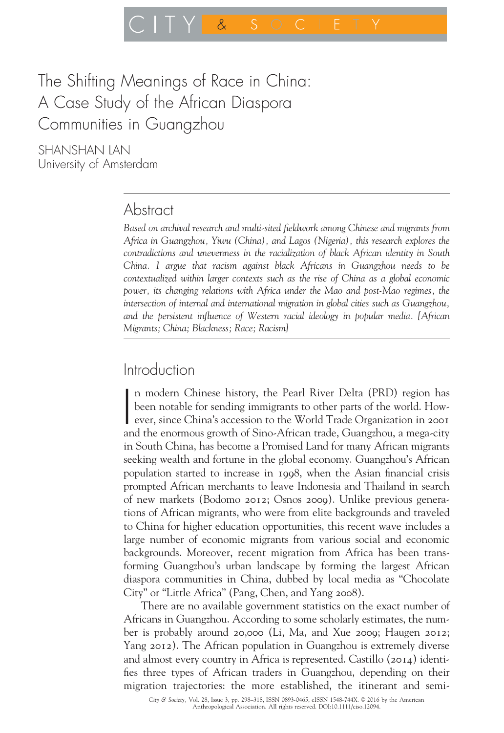# The Shifting Meanings of Race in China: A Case Study of the African Diaspora Communities in Guangzhou

SHANSHAN LAN
University of Amsterdam

## Abstract

*Based on archival research and multi-sited fieldwork among Chinese and migrants from Africa in Guangzhou, Yiwu (China), and Lagos (Nigeria), this research explores the contradictions and unevenness in the racialization of black African identity in South China. I argue that racism against black Africans in Guangzhou needs to be contextualized within larger contexts such as the rise of China as a global economic power, its changing relations with Africa under the Mao and post-Mao regimes, the intersection of internal and international migration in global cities such as Guangzhou, and the persistent influence of Western racial ideology in popular media. [African Migrants; China; Blackness; Race; Racism]*

## Introduction

In modern Chinese history, the Pearl River Delta (PRD) region has been notable for sending immigrants to other parts of the world. However, since China's accession to the World Trade Organization in 2001 and the enormous growth of Sino-African trade, Guangzhou, a mega-city in South China, has become a Promised Land for many African migrants seeking wealth and fortune in the global economy. Guangzhou's African population started to increase in 1998, when the Asian financial crisis prompted African merchants to leave Indonesia and Thailand in search of new markets (Bodomo 2012; Osnos 2009). Unlike previous generations of African migrants, who were from elite backgrounds and traveled to China for higher education opportunities, this recent wave includes a large number of economic migrants from various social and economic backgrounds. Moreover, recent migration from Africa has been transforming Guangzhou's urban landscape by forming the largest African diaspora communities in China, dubbed by local media as "Chocolate City" or "Little Africa" (Pang, Chen, and Yang 2008).

There are no available government statistics on the exact number of Africans in Guangzhou. According to some scholarly estimates, the number is probably around 20,000 (Li, Ma, and Xue 2009; Haugen 2012; Yang 2012). The African population in Guangzhou is extremely diverse and almost every country in Africa is represented. Castillo (2014) identifies three types of African traders in Guangzhou, depending on their migration trajectories: the more established, the itinerant and semi-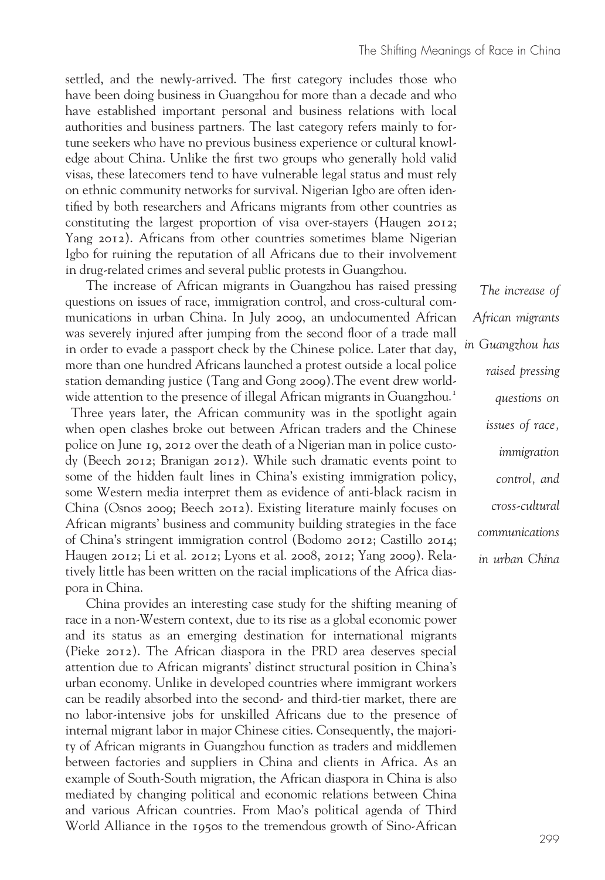settled, and the newly-arrived. The first category includes those who have been doing business in Guangzhou for more than a decade and who have established important personal and business relations with local authorities and business partners. The last category refers mainly to fortune seekers who have no previous business experience or cultural knowledge about China. Unlike the first two groups who generally hold valid visas, these latecomers tend to have vulnerable legal status and must rely on ethnic community networks for survival. Nigerian Igbo are often identified by both researchers and Africans migrants from other countries as constituting the largest proportion of visa over-stayers (Haugen 2012; Yang 2012). Africans from other countries sometimes blame Nigerian Igbo for ruining the reputation of all Africans due to their involvement in drug-related crimes and several public protests in Guangzhou.

The increase of African migrants in Guangzhou has raised pressing questions on issues of race, immigration control, and cross-cultural communications in urban China. In July 2009, an undocumented African was severely injured after jumping from the second floor of a trade mall in order to evade a passport check by the Chinese police. Later that day, more than one hundred Africans launched a protest outside a local police station demanding justice (Tang and Gong 2009).The event drew worldwide attention to the presence of illegal African migrants in Guangzhou.[1] Three years later, the African community was in the spotlight again when open clashes broke out between African traders and the Chinese police on June 19, 2012 over the death of a Nigerian man in police custody (Beech 2012; Branigan 2012). While such dramatic events point to some of the hidden fault lines in China's existing immigration policy, some Western media interpret them as evidence of anti-black racism in China (Osnos 2009; Beech 2012). Existing literature mainly focuses on African migrants' business and community building strategies in the face of China's stringent immigration control (Bodomo 2012; Castillo 2014; Haugen 2012; Li et al. 2012; Lyons et al. 2008, 2012; Yang 2009). Relatively little has been written on the racial implications of the Africa diaspora in China.

*The increase of African migrants in Guangzhou has raised pressing questions on issues of race, immigration control, and cross-cultural communications in urban China*

China provides an interesting case study for the shifting meaning of race in a non-Western context, due to its rise as a global economic power and its status as an emerging destination for international migrants (Pieke 2012). The African diaspora in the PRD area deserves special attention due to African migrants' distinct structural position in China's urban economy. Unlike in developed countries where immigrant workers can be readily absorbed into the second- and third-tier market, there are no labor-intensive jobs for unskilled Africans due to the presence of internal migrant labor in major Chinese cities. Consequently, the majority of African migrants in Guangzhou function as traders and middlemen between factories and suppliers in China and clients in Africa. As an example of South-South migration, the African diaspora in China is also mediated by changing political and economic relations between China and various African countries. From Mao's political agenda of Third World Alliance in the 1950s to the tremendous growth of Sino-African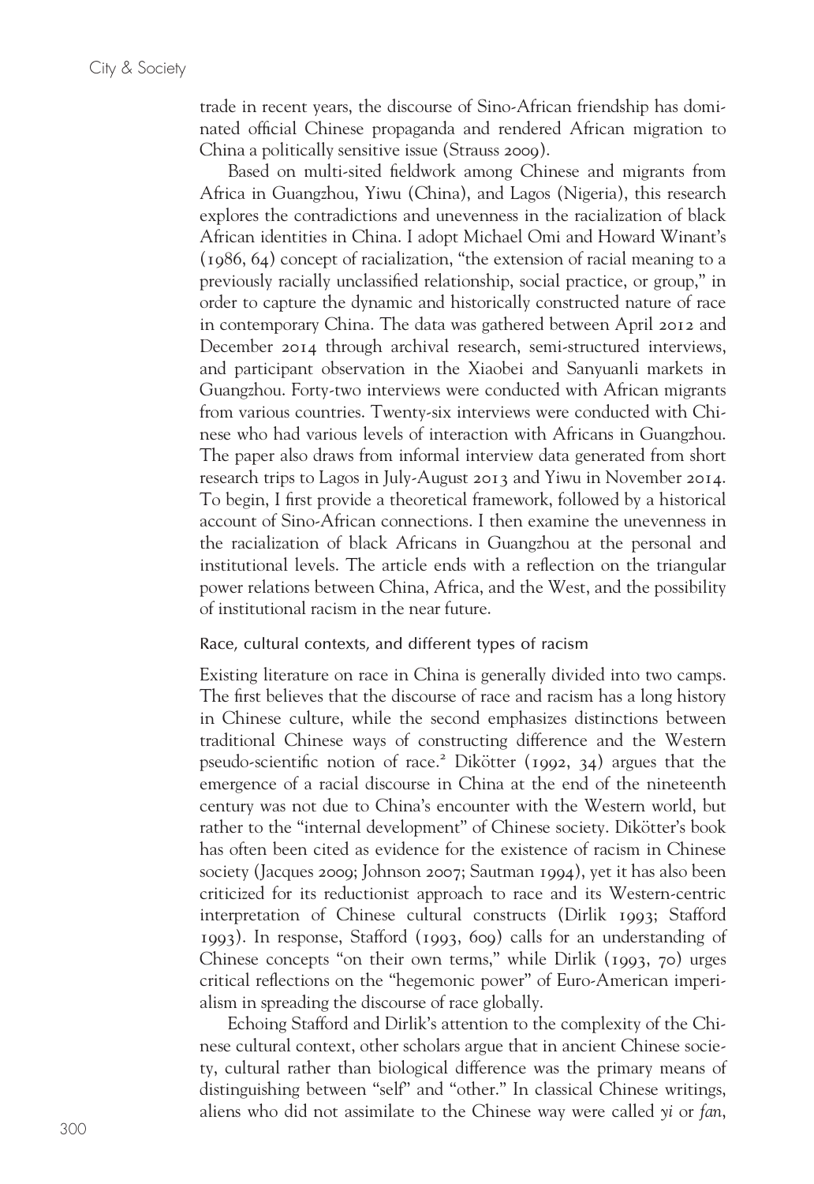trade in recent years, the discourse of Sino-African friendship has dominated official Chinese propaganda and rendered African migration to China a politically sensitive issue (Strauss 2009).

Based on multi-sited fieldwork among Chinese and migrants from Africa in Guangzhou, Yiwu (China), and Lagos (Nigeria), this research explores the contradictions and unevenness in the racialization of black African identities in China. I adopt Michael Omi and Howard Winant's (1986, 64) concept of racialization, "the extension of racial meaning to a previously racially unclassified relationship, social practice, or group," in order to capture the dynamic and historically constructed nature of race in contemporary China. The data was gathered between April 2012 and December 2014 through archival research, semi-structured interviews, and participant observation in the Xiaobei and Sanyuanli markets in Guangzhou. Forty-two interviews were conducted with African migrants from various countries. Twenty-six interviews were conducted with Chinese who had various levels of interaction with Africans in Guangzhou. The paper also draws from informal interview data generated from short research trips to Lagos in July-August 2013 and Yiwu in November 2014. To begin, I first provide a theoretical framework, followed by a historical account of Sino-African connections. I then examine the unevenness in the racialization of black Africans in Guangzhou at the personal and institutional levels. The article ends with a reflection on the triangular power relations between China, Africa, and the West, and the possibility of institutional racism in the near future.

## Race, cultural contexts, and different types of racism

Existing literature on race in China is generally divided into two camps. The first believes that the discourse of race and racism has a long history in Chinese culture, while the second emphasizes distinctions between traditional Chinese ways of constructing difference and the Western pseudo-scientific notion of race.[2] Dikötter (1992, 34) argues that the emergence of a racial discourse in China at the end of the nineteenth century was not due to China's encounter with the Western world, but rather to the "internal development" of Chinese society. Dikötter's book has often been cited as evidence for the existence of racism in Chinese society (Jacques 2009; Johnson 2007; Sautman 1994), yet it has also been criticized for its reductionist approach to race and its Western-centric interpretation of Chinese cultural constructs (Dirlik 1993; Stafford 1993). In response, Stafford (1993, 609) calls for an understanding of Chinese concepts "on their own terms," while Dirlik (1993, 70) urges critical reflections on the "hegemonic power" of Euro-American imperialism in spreading the discourse of race globally.

Echoing Stafford and Dirlik's attention to the complexity of the Chinese cultural context, other scholars argue that in ancient Chinese society, cultural rather than biological difference was the primary means of distinguishing between "self" and "other." In classical Chinese writings, aliens who did not assimilate to the Chinese way were called *yi* or *fan*,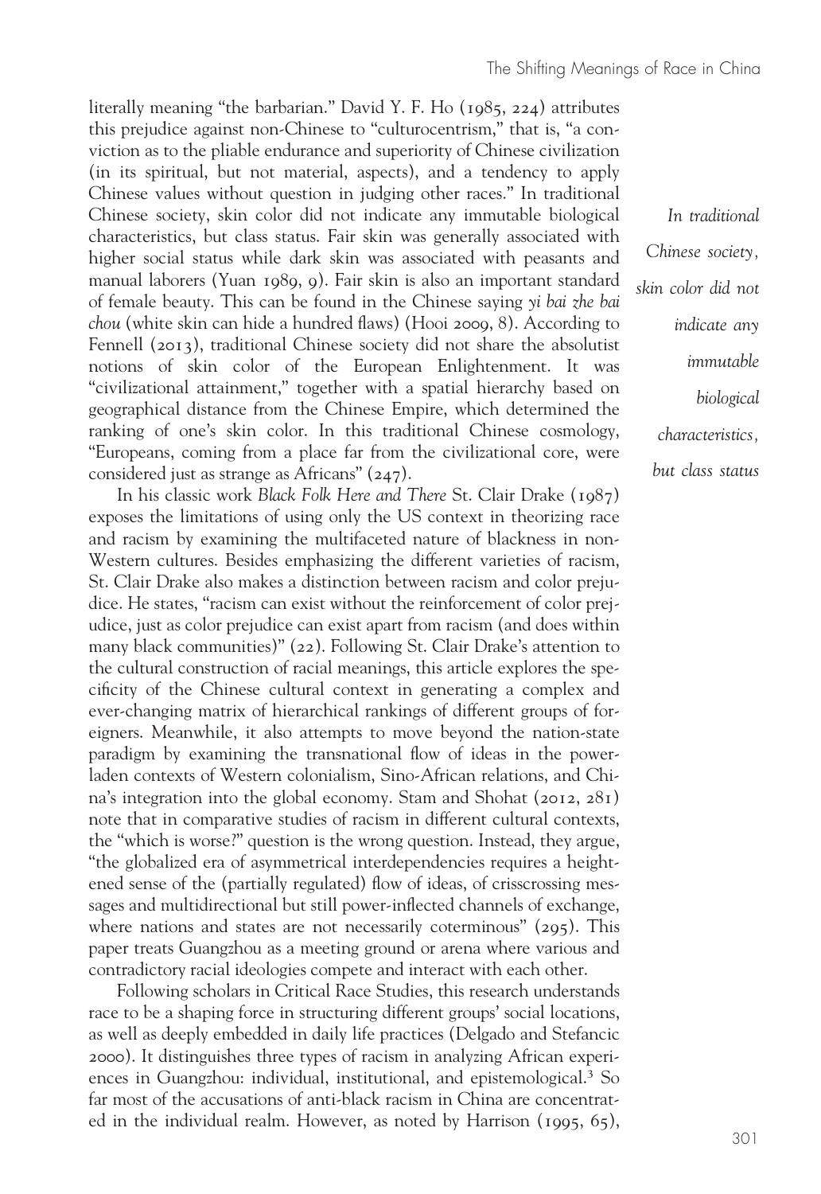literally meaning "the barbarian." David Y. F. Ho (1985, 224) attributes this prejudice against non-Chinese to "culturocentrism," that is, "a conviction as to the pliable endurance and superiority of Chinese civilization (in its spiritual, but not material, aspects), and a tendency to apply Chinese values without question in judging other races." In traditional Chinese society, skin color did not indicate any immutable biological characteristics, but class status. Fair skin was generally associated with higher social status while dark skin was associated with peasants and manual laborers (Yuan 1989, 9). Fair skin is also an important standard of female beauty. This can be found in the Chinese saying *yi bai zhe bai chou* (white skin can hide a hundred flaws) (Hooi 2009, 8). According to Fennell (2013), traditional Chinese society did not share the absolutist notions of skin color of the European Enlightenment. It was "civilizational attainment," together with a spatial hierarchy based on geographical distance from the Chinese Empire, which determined the ranking of one's skin color. In this traditional Chinese cosmology, "Europeans, coming from a place far from the civilizational core, were considered just as strange as Africans" (247).

*In traditional Chinese society, skin color did not indicate any immutable biological characteristics, but class status*

In his classic work *Black Folk Here and There* St. Clair Drake (1987) exposes the limitations of using only the US context in theorizing race and racism by examining the multifaceted nature of blackness in non-Western cultures. Besides emphasizing the different varieties of racism, St. Clair Drake also makes a distinction between racism and color prejudice. He states, "racism can exist without the reinforcement of color prejudice, just as color prejudice can exist apart from racism (and does within many black communities)" (22). Following St. Clair Drake's attention to the cultural construction of racial meanings, this article explores the specificity of the Chinese cultural context in generating a complex and ever-changing matrix of hierarchical rankings of different groups of foreigners. Meanwhile, it also attempts to move beyond the nation-state paradigm by examining the transnational flow of ideas in the power-laden contexts of Western colonialism, Sino-African relations, and China's integration into the global economy. Stam and Shohat (2012, 281) note that in comparative studies of racism in different cultural contexts, the "which is worse?" question is the wrong question. Instead, they argue, "the globalized era of asymmetrical interdependencies requires a heightened sense of the (partially regulated) flow of ideas, of crisscrossing messages and multidirectional but still power-inflected channels of exchange, where nations and states are not necessarily coterminous" (295). This paper treats Guangzhou as a meeting ground or arena where various and contradictory racial ideologies compete and interact with each other.

Following scholars in Critical Race Studies, this research understands race to be a shaping force in structuring different groups' social locations, as well as deeply embedded in daily life practices (Delgado and Stefancic 2000). It distinguishes three types of racism in analyzing African experiences in Guangzhou: individual, institutional, and epistemological.[3] So far most of the accusations of anti-black racism in China are concentrated in the individual realm. However, as noted by Harrison (1995, 65),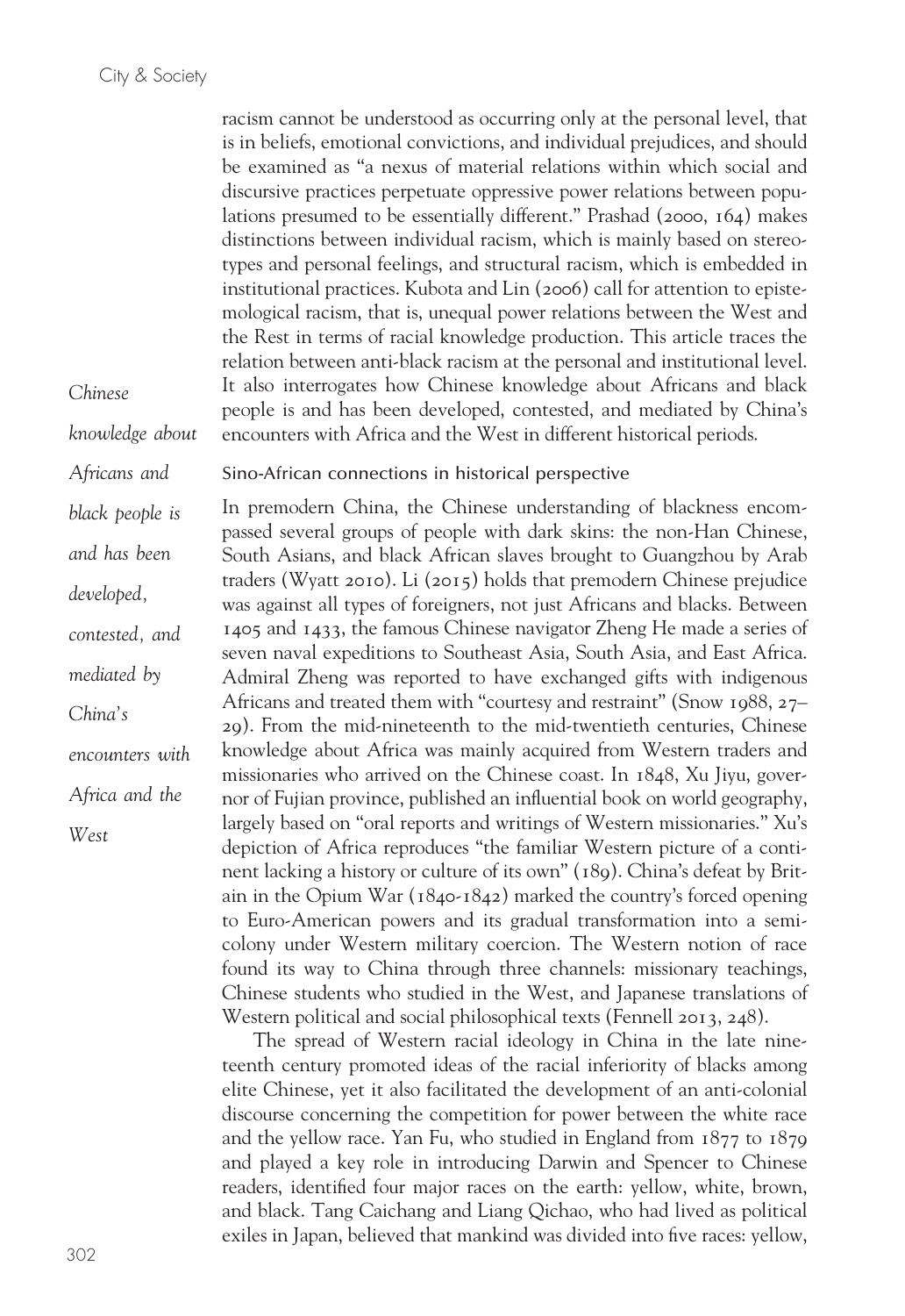racism cannot be understood as occurring only at the personal level, that is in beliefs, emotional convictions, and individual prejudices, and should be examined as "a nexus of material relations within which social and discursive practices perpetuate oppressive power relations between populations presumed to be essentially different." Prashad (2000, 164) makes distinctions between individual racism, which is mainly based on stereotypes and personal feelings, and structural racism, which is embedded in institutional practices. Kubota and Lin (2006) call for attention to epistemological racism, that is, unequal power relations between the West and the Rest in terms of racial knowledge production. This article traces the relation between anti-black racism at the personal and institutional level. It also interrogates how Chinese knowledge about Africans and black people is and has been developed, contested, and mediated by China's encounters with Africa and the West in different historical periods.

*Chinese knowledge about Africans and black people is and has been developed, contested, and mediated by China's encounters with Africa and the West*

## Sino-African connections in historical perspective

In premodern China, the Chinese understanding of blackness encompassed several groups of people with dark skins: the non-Han Chinese, South Asians, and black African slaves brought to Guangzhou by Arab traders (Wyatt 2010). Li (2015) holds that premodern Chinese prejudice was against all types of foreigners, not just Africans and blacks. Between 1405 and 1433, the famous Chinese navigator Zheng He made a series of seven naval expeditions to Southeast Asia, South Asia, and East Africa. Admiral Zheng was reported to have exchanged gifts with indigenous Africans and treated them with "courtesy and restraint" (Snow 1988, 27–29). From the mid-nineteenth to the mid-twentieth centuries, Chinese knowledge about Africa was mainly acquired from Western traders and missionaries who arrived on the Chinese coast. In 1848, Xu Jiyu, governor of Fujian province, published an influential book on world geography, largely based on "oral reports and writings of Western missionaries." Xu's depiction of Africa reproduces "the familiar Western picture of a continent lacking a history or culture of its own" (189). China's defeat by Britain in the Opium War (1840-1842) marked the country's forced opening to Euro-American powers and its gradual transformation into a semi-colony under Western military coercion. The Western notion of race found its way to China through three channels: missionary teachings, Chinese students who studied in the West, and Japanese translations of Western political and social philosophical texts (Fennell 2013, 248).

The spread of Western racial ideology in China in the late nineteenth century promoted ideas of the racial inferiority of blacks among elite Chinese, yet it also facilitated the development of an anti-colonial discourse concerning the competition for power between the white race and the yellow race. Yan Fu, who studied in England from 1877 to 1879 and played a key role in introducing Darwin and Spencer to Chinese readers, identified four major races on the earth: yellow, white, brown, and black. Tang Caichang and Liang Qichao, who had lived as political exiles in Japan, believed that mankind was divided into five races: yellow,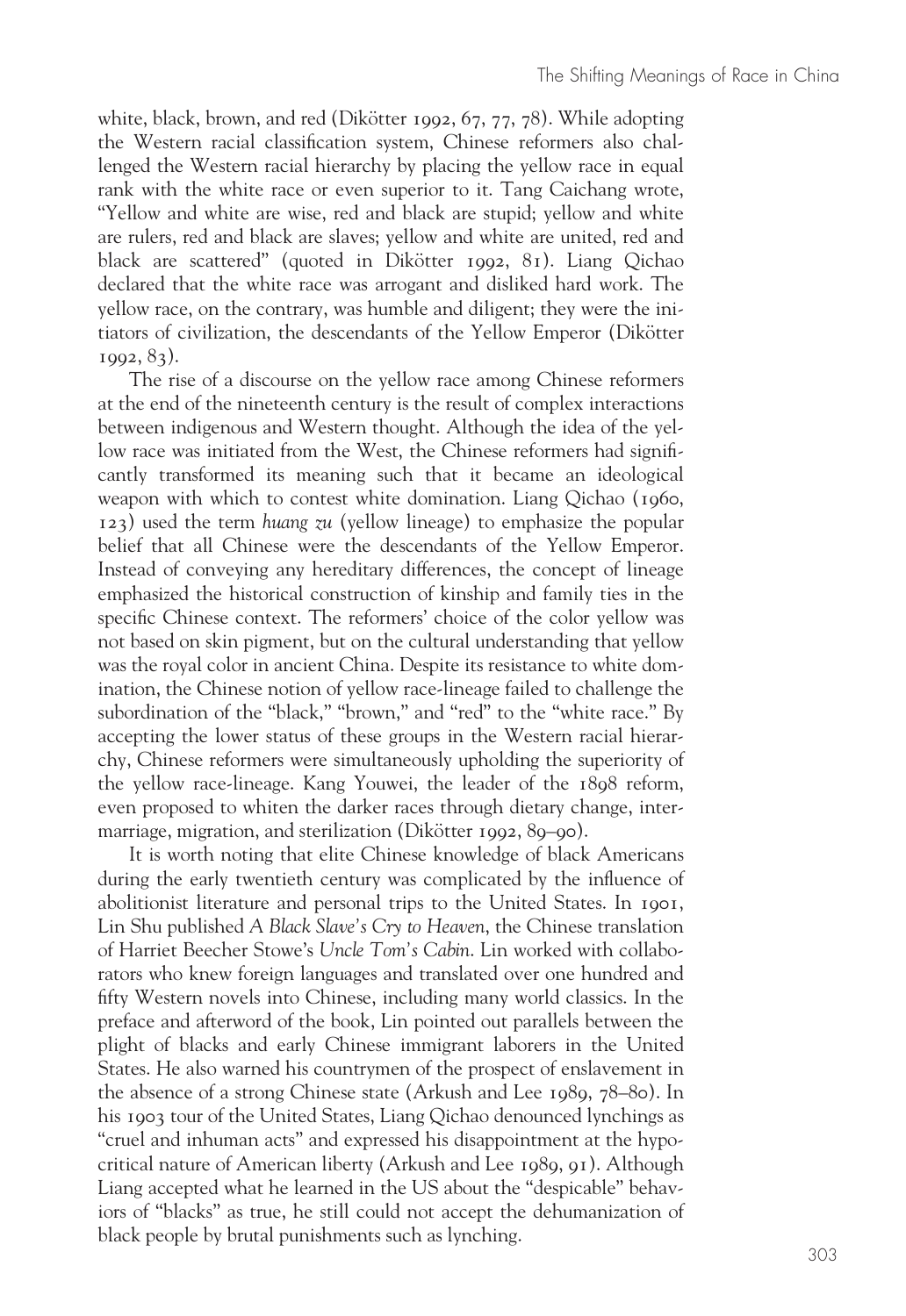white, black, brown, and red (Dikötter 1992, 67, 77, 78). While adopting the Western racial classification system, Chinese reformers also challenged the Western racial hierarchy by placing the yellow race in equal rank with the white race or even superior to it. Tang Caichang wrote, "Yellow and white are wise, red and black are stupid; yellow and white are rulers, red and black are slaves; yellow and white are united, red and black are scattered" (quoted in Dikötter 1992, 81). Liang Qichao declared that the white race was arrogant and disliked hard work. The yellow race, on the contrary, was humble and diligent; they were the initiators of civilization, the descendants of the Yellow Emperor (Dikötter 1992, 83).

The rise of a discourse on the yellow race among Chinese reformers at the end of the nineteenth century is the result of complex interactions between indigenous and Western thought. Although the idea of the yellow race was initiated from the West, the Chinese reformers had significantly transformed its meaning such that it became an ideological weapon with which to contest white domination. Liang Qichao (1960, 123) used the term *huang zu* (yellow lineage) to emphasize the popular belief that all Chinese were the descendants of the Yellow Emperor. Instead of conveying any hereditary differences, the concept of lineage emphasized the historical construction of kinship and family ties in the specific Chinese context. The reformers' choice of the color yellow was not based on skin pigment, but on the cultural understanding that yellow was the royal color in ancient China. Despite its resistance to white domination, the Chinese notion of yellow race-lineage failed to challenge the subordination of the "black," "brown," and "red" to the "white race." By accepting the lower status of these groups in the Western racial hierarchy, Chinese reformers were simultaneously upholding the superiority of the yellow race-lineage. Kang Youwei, the leader of the 1898 reform, even proposed to whiten the darker races through dietary change, intermarriage, migration, and sterilization (Dikötter 1992, 89–90).

It is worth noting that elite Chinese knowledge of black Americans during the early twentieth century was complicated by the influence of abolitionist literature and personal trips to the United States. In 1901, Lin Shu published *A Black Slave's Cry to Heaven*, the Chinese translation of Harriet Beecher Stowe's *Uncle Tom's Cabin*. Lin worked with collaborators who knew foreign languages and translated over one hundred and fifty Western novels into Chinese, including many world classics. In the preface and afterword of the book, Lin pointed out parallels between the plight of blacks and early Chinese immigrant laborers in the United States. He also warned his countrymen of the prospect of enslavement in the absence of a strong Chinese state (Arkush and Lee 1989, 78–80). In his 1903 tour of the United States, Liang Qichao denounced lynchings as "cruel and inhuman acts" and expressed his disappointment at the hypocritical nature of American liberty (Arkush and Lee 1989, 91). Although Liang accepted what he learned in the US about the "despicable" behaviors of "blacks" as true, he still could not accept the dehumanization of black people by brutal punishments such as lynching.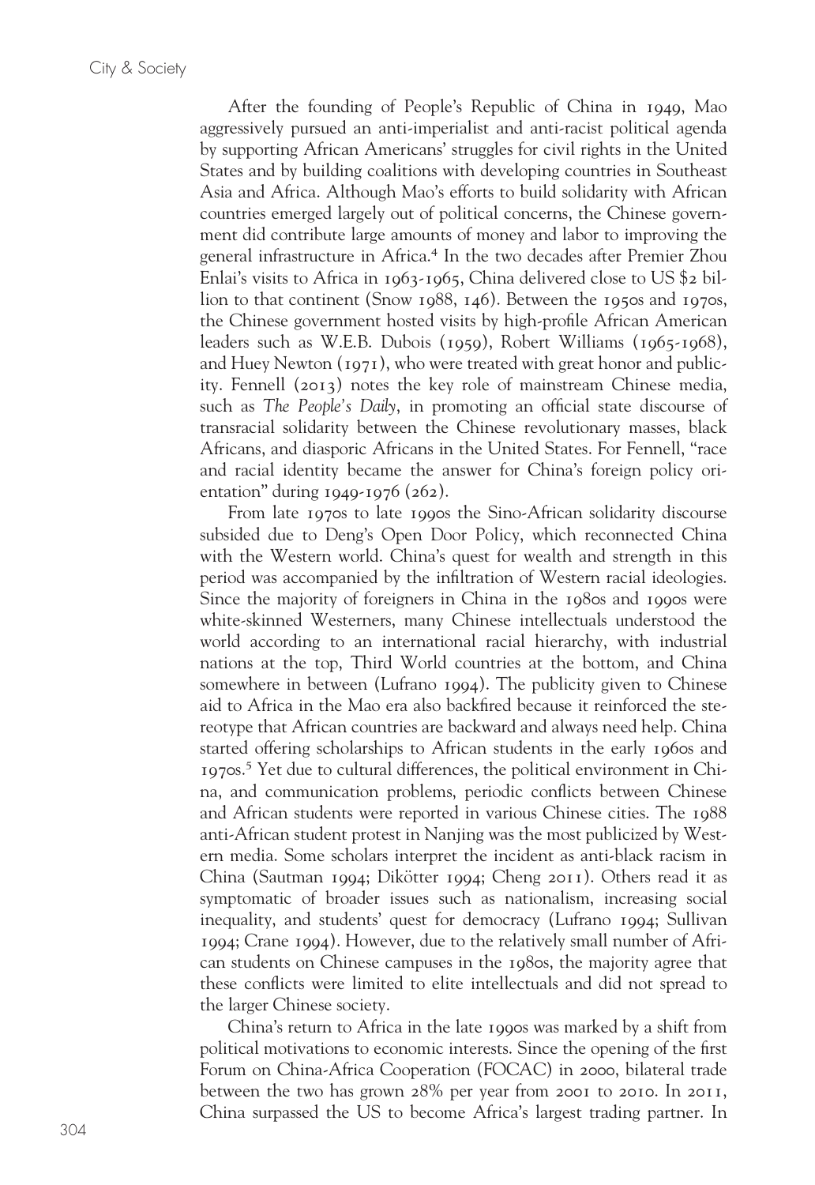After the founding of People's Republic of China in 1949, Mao aggressively pursued an anti-imperialist and anti-racist political agenda by supporting African Americans' struggles for civil rights in the United States and by building coalitions with developing countries in Southeast Asia and Africa. Although Mao's efforts to build solidarity with African countries emerged largely out of political concerns, the Chinese government did contribute large amounts of money and labor to improving the general infrastructure in Africa.[4] In the two decades after Premier Zhou Enlai's visits to Africa in 1963-1965, China delivered close to US $2 billion to that continent (Snow 1988, 146). Between the 1950s and 1970s, the Chinese government hosted visits by high-profile African American leaders such as W.E.B. Dubois (1959), Robert Williams (1965-1968), and Huey Newton (1971), who were treated with great honor and publicity. Fennell (2013) notes the key role of mainstream Chinese media, such as *The People's Daily*, in promoting an official state discourse of transracial solidarity between the Chinese revolutionary masses, black Africans, and diasporic Africans in the United States. For Fennell, "race and racial identity became the answer for China's foreign policy orientation" during 1949-1976 (262).

From late 1970s to late 1990s the Sino-African solidarity discourse subsided due to Deng's Open Door Policy, which reconnected China with the Western world. China's quest for wealth and strength in this period was accompanied by the infiltration of Western racial ideologies. Since the majority of foreigners in China in the 1980s and 1990s were white-skinned Westerners, many Chinese intellectuals understood the world according to an international racial hierarchy, with industrial nations at the top, Third World countries at the bottom, and China somewhere in between (Lufrano 1994). The publicity given to Chinese aid to Africa in the Mao era also backfired because it reinforced the stereotype that African countries are backward and always need help. China started offering scholarships to African students in the early 1960s and 1970s.[5] Yet due to cultural differences, the political environment in China, and communication problems, periodic conflicts between Chinese and African students were reported in various Chinese cities. The 1988 anti-African student protest in Nanjing was the most publicized by Western media. Some scholars interpret the incident as anti-black racism in China (Sautman 1994; Dikötter 1994; Cheng 2011). Others read it as symptomatic of broader issues such as nationalism, increasing social inequality, and students' quest for democracy (Lufrano 1994; Sullivan 1994; Crane 1994). However, due to the relatively small number of African students on Chinese campuses in the 1980s, the majority agree that these conflicts were limited to elite intellectuals and did not spread to the larger Chinese society.

China's return to Africa in the late 1990s was marked by a shift from political motivations to economic interests. Since the opening of the first Forum on China-Africa Cooperation (FOCAC) in 2000, bilateral trade between the two has grown 28% per year from 2001 to 2010. In 2011, China surpassed the US to become Africa's largest trading partner. In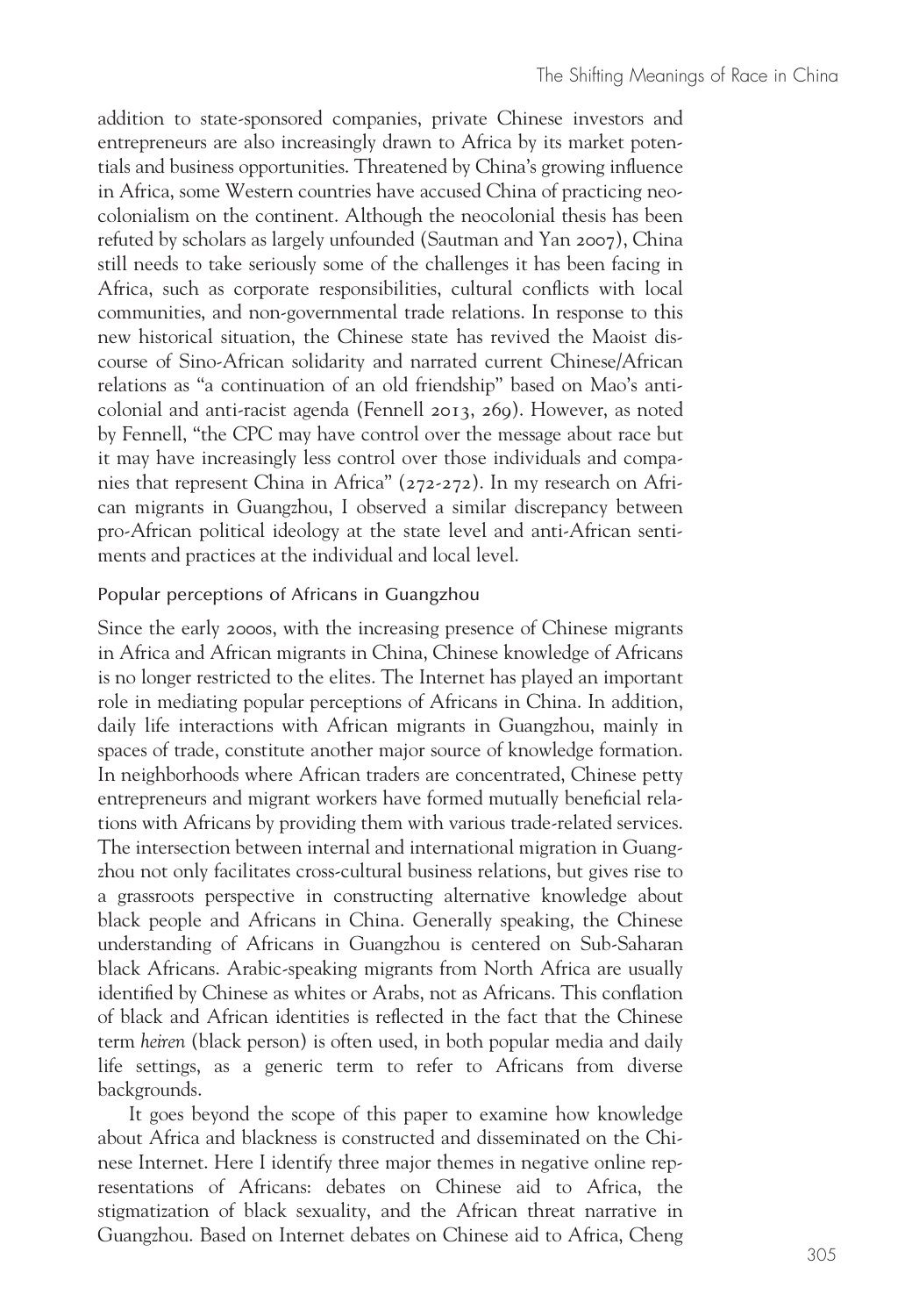addition to state-sponsored companies, private Chinese investors and entrepreneurs are also increasingly drawn to Africa by its market potentials and business opportunities. Threatened by China's growing influence in Africa, some Western countries have accused China of practicing neocolonialism on the continent. Although the neocolonial thesis has been refuted by scholars as largely unfounded (Sautman and Yan 2007), China still needs to take seriously some of the challenges it has been facing in Africa, such as corporate responsibilities, cultural conflicts with local communities, and non-governmental trade relations. In response to this new historical situation, the Chinese state has revived the Maoist discourse of Sino-African solidarity and narrated current Chinese/African relations as "a continuation of an old friendship" based on Mao's anticolonial and anti-racist agenda (Fennell 2013, 269). However, as noted by Fennell, "the CPC may have control over the message about race but it may have increasingly less control over those individuals and companies that represent China in Africa" (272-272). In my research on African migrants in Guangzhou, I observed a similar discrepancy between pro-African political ideology at the state level and anti-African sentiments and practices at the individual and local level.

## Popular perceptions of Africans in Guangzhou

Since the early 2000s, with the increasing presence of Chinese migrants in Africa and African migrants in China, Chinese knowledge of Africans is no longer restricted to the elites. The Internet has played an important role in mediating popular perceptions of Africans in China. In addition, daily life interactions with African migrants in Guangzhou, mainly in spaces of trade, constitute another major source of knowledge formation. In neighborhoods where African traders are concentrated, Chinese petty entrepreneurs and migrant workers have formed mutually beneficial relations with Africans by providing them with various trade-related services. The intersection between internal and international migration in Guangzhou not only facilitates cross-cultural business relations, but gives rise to a grassroots perspective in constructing alternative knowledge about black people and Africans in China. Generally speaking, the Chinese understanding of Africans in Guangzhou is centered on Sub-Saharan black Africans. Arabic-speaking migrants from North Africa are usually identified by Chinese as whites or Arabs, not as Africans. This conflation of black and African identities is reflected in the fact that the Chinese term *heiren* (black person) is often used, in both popular media and daily life settings, as a generic term to refer to Africans from diverse backgrounds.

It goes beyond the scope of this paper to examine how knowledge about Africa and blackness is constructed and disseminated on the Chinese Internet. Here I identify three major themes in negative online representations of Africans: debates on Chinese aid to Africa, the stigmatization of black sexuality, and the African threat narrative in Guangzhou. Based on Internet debates on Chinese aid to Africa, Cheng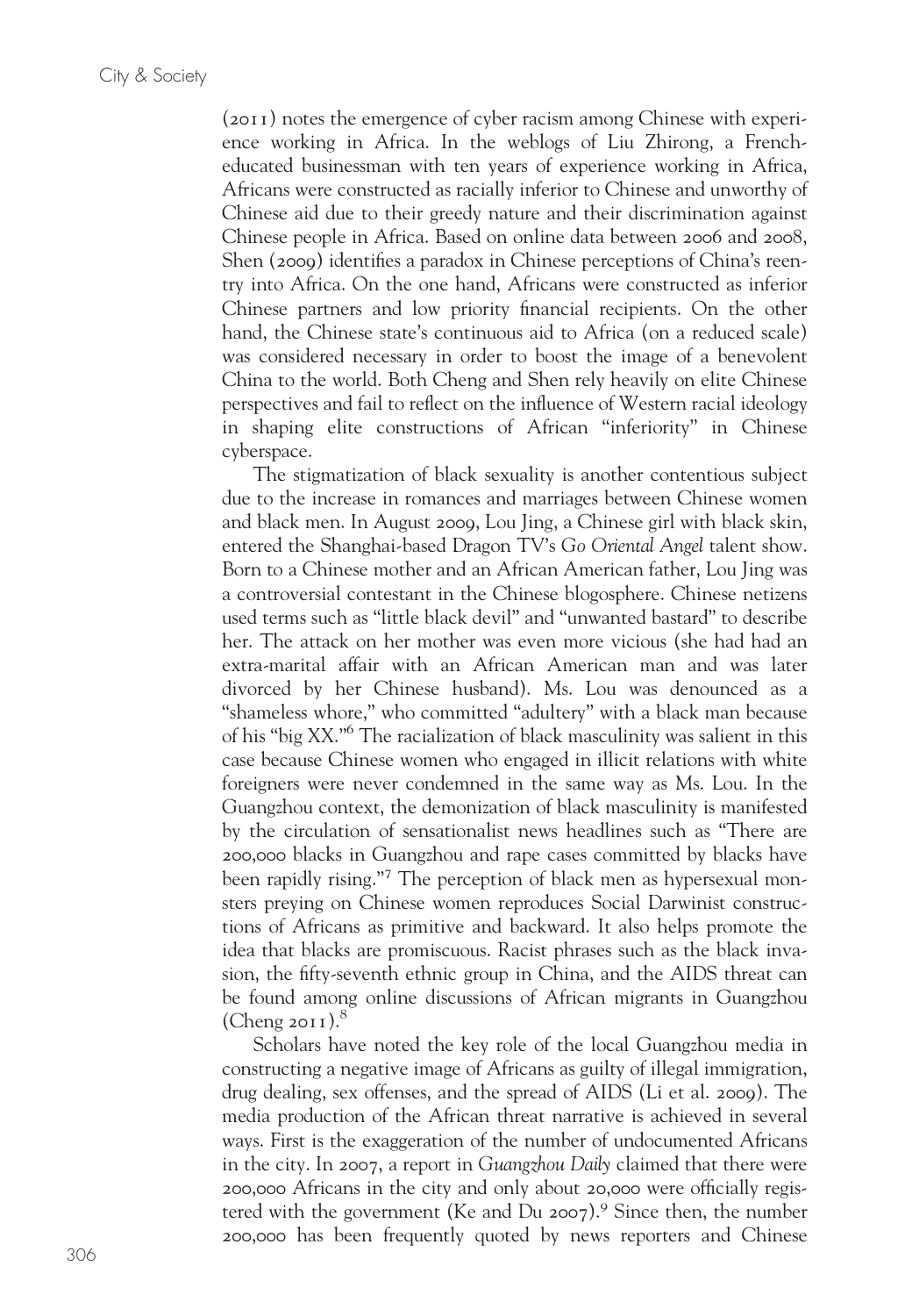(2011) notes the emergence of cyber racism among Chinese with experience working in Africa. In the weblogs of Liu Zhirong, a French-educated businessman with ten years of experience working in Africa, Africans were constructed as racially inferior to Chinese and unworthy of Chinese aid due to their greedy nature and their discrimination against Chinese people in Africa. Based on online data between 2006 and 2008, Shen (2009) identifies a paradox in Chinese perceptions of China's reentry into Africa. On the one hand, Africans were constructed as inferior Chinese partners and low priority financial recipients. On the other hand, the Chinese state's continuous aid to Africa (on a reduced scale) was considered necessary in order to boost the image of a benevolent China to the world. Both Cheng and Shen rely heavily on elite Chinese perspectives and fail to reflect on the influence of Western racial ideology in shaping elite constructions of African "inferiority" in Chinese cyberspace.

The stigmatization of black sexuality is another contentious subject due to the increase in romances and marriages between Chinese women and black men. In August 2009, Lou Jing, a Chinese girl with black skin, entered the Shanghai-based Dragon TV's *Go Oriental Angel* talent show. Born to a Chinese mother and an African American father, Lou Jing was a controversial contestant in the Chinese blogosphere. Chinese netizens used terms such as "little black devil" and "unwanted bastard" to describe her. The attack on her mother was even more vicious (she had had an extra-marital affair with an African American man and was later divorced by her Chinese husband). Ms. Lou was denounced as a "shameless whore," who committed "adultery" with a black man because of his "big XX."[6] The racialization of black masculinity was salient in this case because Chinese women who engaged in illicit relations with white foreigners were never condemned in the same way as Ms. Lou. In the Guangzhou context, the demonization of black masculinity is manifested by the circulation of sensationalist news headlines such as "There are 200,000 blacks in Guangzhou and rape cases committed by blacks have been rapidly rising."[7] The perception of black men as hypersexual monsters preying on Chinese women reproduces Social Darwinist constructions of Africans as primitive and backward. It also helps promote the idea that blacks are promiscuous. Racist phrases such as the black invasion, the fifty-seventh ethnic group in China, and the AIDS threat can be found among online discussions of African migrants in Guangzhou (Cheng 2011).[8]

Scholars have noted the key role of the local Guangzhou media in constructing a negative image of Africans as guilty of illegal immigration, drug dealing, sex offenses, and the spread of AIDS (Li et al. 2009). The media production of the African threat narrative is achieved in several ways. First is the exaggeration of the number of undocumented Africans in the city. In 2007, a report in *Guangzhou Daily* claimed that there were 200,000 Africans in the city and only about 20,000 were officially registered with the government (Ke and Du 2007).[9] Since then, the number 200,000 has been frequently quoted by news reporters and Chinese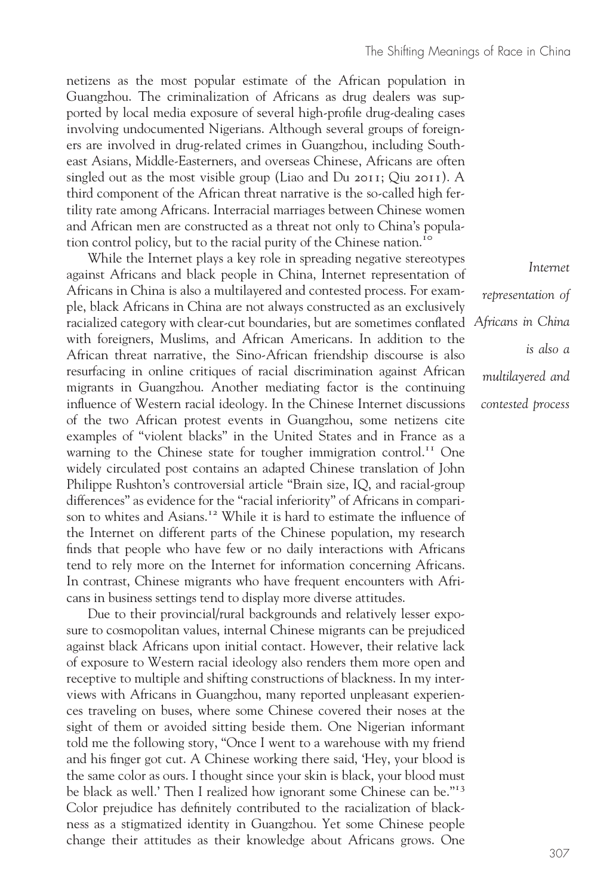netizens as the most popular estimate of the African population in Guangzhou. The criminalization of Africans as drug dealers was supported by local media exposure of several high-profile drug-dealing cases involving undocumented Nigerians. Although several groups of foreigners are involved in drug-related crimes in Guangzhou, including Southeast Asians, Middle-Easterners, and overseas Chinese, Africans are often singled out as the most visible group (Liao and Du 2011; Qiu 2011). A third component of the African threat narrative is the so-called high fertility rate among Africans. Interracial marriages between Chinese women and African men are constructed as a threat not only to China's population control policy, but to the racial purity of the Chinese nation.[10]

While the Internet plays a key role in spreading negative stereotypes against Africans and black people in China, Internet representation of Africans in China is also a multilayered and contested process. For example, black Africans in China are not always constructed as an exclusively racialized category with clear-cut boundaries, but are sometimes conflated with foreigners, Muslims, and African Americans. In addition to the African threat narrative, the Sino-African friendship discourse is also resurfacing in online critiques of racial discrimination against African migrants in Guangzhou. Another mediating factor is the continuing influence of Western racial ideology. In the Chinese Internet discussions of the two African protest events in Guangzhou, some netizens cite examples of "violent blacks" in the United States and in France as a warning to the Chinese state for tougher immigration control.[11] One widely circulated post contains an adapted Chinese translation of John Philippe Rushton's controversial article "Brain size, IQ, and racial-group differences" as evidence for the "racial inferiority" of Africans in comparison to whites and Asians.[12] While it is hard to estimate the influence of the Internet on different parts of the Chinese population, my research finds that people who have few or no daily interactions with Africans tend to rely more on the Internet for information concerning Africans. In contrast, Chinese migrants who have frequent encounters with Africans in business settings tend to display more diverse attitudes.

*Internet representation of Africans in China is also a multilayered and contested process*

Due to their provincial/rural backgrounds and relatively lesser exposure to cosmopolitan values, internal Chinese migrants can be prejudiced against black Africans upon initial contact. However, their relative lack of exposure to Western racial ideology also renders them more open and receptive to multiple and shifting constructions of blackness. In my interviews with Africans in Guangzhou, many reported unpleasant experiences traveling on buses, where some Chinese covered their noses at the sight of them or avoided sitting beside them. One Nigerian informant told me the following story, "Once I went to a warehouse with my friend and his finger got cut. A Chinese working there said, 'Hey, your blood is the same color as ours. I thought since your skin is black, your blood must be black as well.' Then I realized how ignorant some Chinese can be."[13] Color prejudice has definitely contributed to the racialization of blackness as a stigmatized identity in Guangzhou. Yet some Chinese people change their attitudes as their knowledge about Africans grows. One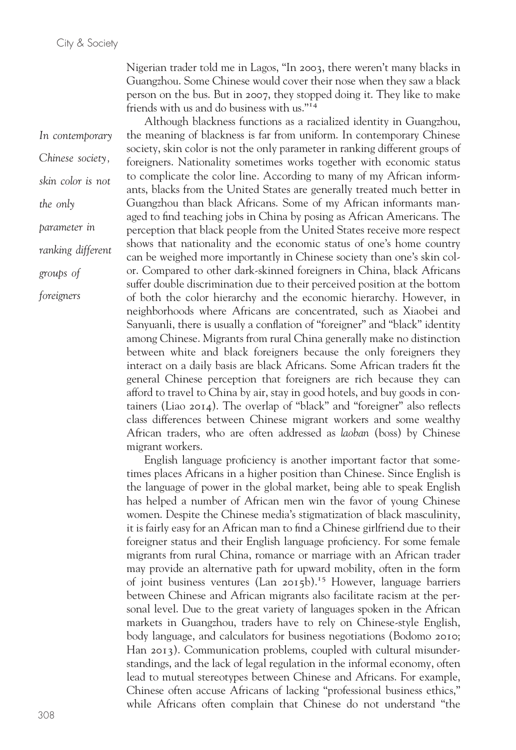Nigerian trader told me in Lagos, "In 2003, there weren't many blacks in Guangzhou. Some Chinese would cover their nose when they saw a black person on the bus. But in 2007, they stopped doing it. They like to make friends with us and do business with us."[14]

*In contemporary Chinese society, skin color is not the only parameter in ranking different groups of foreigners*

Although blackness functions as a racialized identity in Guangzhou, the meaning of blackness is far from uniform. In contemporary Chinese society, skin color is not the only parameter in ranking different groups of foreigners. Nationality sometimes works together with economic status to complicate the color line. According to many of my African informants, blacks from the United States are generally treated much better in Guangzhou than black Africans. Some of my African informants managed to find teaching jobs in China by posing as African Americans. The perception that black people from the United States receive more respect shows that nationality and the economic status of one's home country can be weighed more importantly in Chinese society than one's skin color. Compared to other dark-skinned foreigners in China, black Africans suffer double discrimination due to their perceived position at the bottom of both the color hierarchy and the economic hierarchy. However, in neighborhoods where Africans are concentrated, such as Xiaobei and Sanyuanli, there is usually a conflation of "foreigner" and "black" identity among Chinese. Migrants from rural China generally make no distinction between white and black foreigners because the only foreigners they interact on a daily basis are black Africans. Some African traders fit the general Chinese perception that foreigners are rich because they can afford to travel to China by air, stay in good hotels, and buy goods in containers (Liao 2014). The overlap of "black" and "foreigner" also reflects class differences between Chinese migrant workers and some wealthy African traders, who are often addressed as *laoban* (boss) by Chinese migrant workers.

English language proficiency is another important factor that sometimes places Africans in a higher position than Chinese. Since English is the language of power in the global market, being able to speak English has helped a number of African men win the favor of young Chinese women. Despite the Chinese media's stigmatization of black masculinity, it is fairly easy for an African man to find a Chinese girlfriend due to their foreigner status and their English language proficiency. For some female migrants from rural China, romance or marriage with an African trader may provide an alternative path for upward mobility, often in the form of joint business ventures (Lan 2015b).[15] However, language barriers between Chinese and African migrants also facilitate racism at the personal level. Due to the great variety of languages spoken in the African markets in Guangzhou, traders have to rely on Chinese-style English, body language, and calculators for business negotiations (Bodomo 2010; Han 2013). Communication problems, coupled with cultural misunderstandings, and the lack of legal regulation in the informal economy, often lead to mutual stereotypes between Chinese and Africans. For example, Chinese often accuse Africans of lacking "professional business ethics," while Africans often complain that Chinese do not understand "the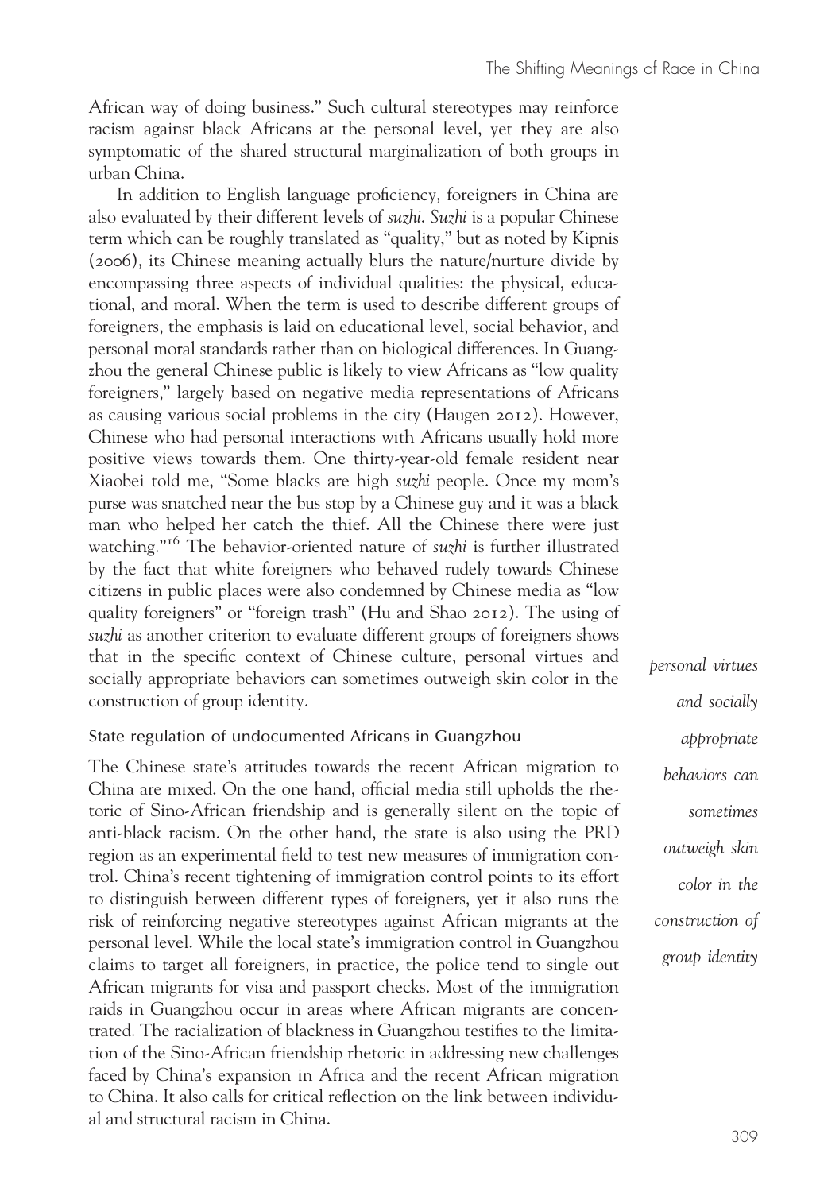African way of doing business." Such cultural stereotypes may reinforce racism against black Africans at the personal level, yet they are also symptomatic of the shared structural marginalization of both groups in urban China.

In addition to English language proficiency, foreigners in China are also evaluated by their different levels of *suzhi*. *Suzhi* is a popular Chinese term which can be roughly translated as "quality," but as noted by Kipnis (2006), its Chinese meaning actually blurs the nature/nurture divide by encompassing three aspects of individual qualities: the physical, educational, and moral. When the term is used to describe different groups of foreigners, the emphasis is laid on educational level, social behavior, and personal moral standards rather than on biological differences. In Guangzhou the general Chinese public is likely to view Africans as "low quality foreigners," largely based on negative media representations of Africans as causing various social problems in the city (Haugen 2012). However, Chinese who had personal interactions with Africans usually hold more positive views towards them. One thirty-year-old female resident near Xiaobei told me, "Some blacks are high *suzhi* people. Once my mom's purse was snatched near the bus stop by a Chinese guy and it was a black man who helped her catch the thief. All the Chinese there were just watching."[16] The behavior-oriented nature of *suzhi* is further illustrated by the fact that white foreigners who behaved rudely towards Chinese citizens in public places were also condemned by Chinese media as "low quality foreigners" or "foreign trash" (Hu and Shao 2012). The using of *suzhi* as another criterion to evaluate different groups of foreigners shows that in the specific context of Chinese culture, personal virtues and socially appropriate behaviors can sometimes outweigh skin color in the construction of group identity.

*personal virtues and socially appropriate behaviors can sometimes outweigh skin color in the construction of group identity*

### State regulation of undocumented Africans in Guangzhou

The Chinese state's attitudes towards the recent African migration to China are mixed. On the one hand, official media still upholds the rhetoric of Sino-African friendship and is generally silent on the topic of anti-black racism. On the other hand, the state is also using the PRD region as an experimental field to test new measures of immigration control. China's recent tightening of immigration control points to its effort to distinguish between different types of foreigners, yet it also runs the risk of reinforcing negative stereotypes against African migrants at the personal level. While the local state's immigration control in Guangzhou claims to target all foreigners, in practice, the police tend to single out African migrants for visa and passport checks. Most of the immigration raids in Guangzhou occur in areas where African migrants are concentrated. The racialization of blackness in Guangzhou testifies to the limitation of the Sino-African friendship rhetoric in addressing new challenges faced by China's expansion in Africa and the recent African migration to China. It also calls for critical reflection on the link between individual and structural racism in China.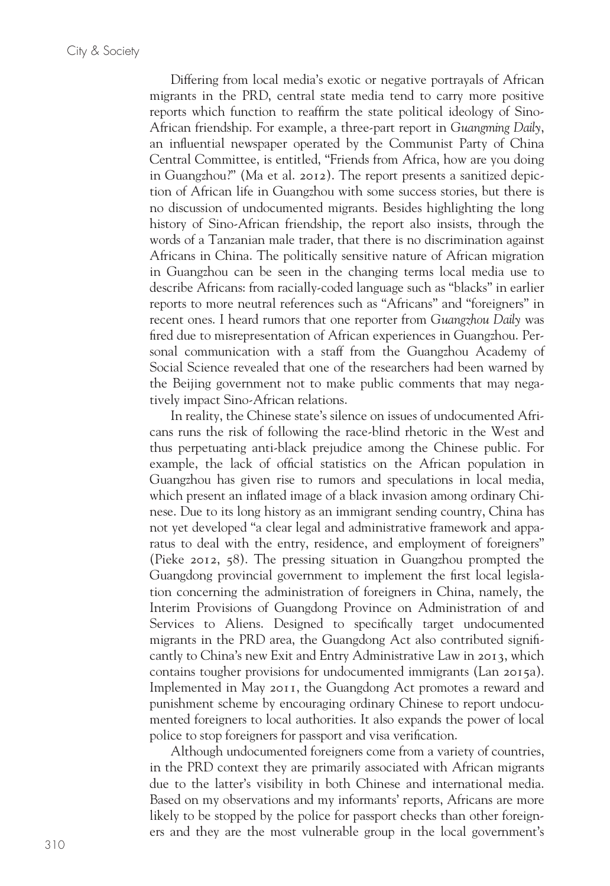Differing from local media's exotic or negative portrayals of African migrants in the PRD, central state media tend to carry more positive reports which function to reaffirm the state political ideology of Sino-African friendship. For example, a three-part report in *Guangming Daily*, an influential newspaper operated by the Communist Party of China Central Committee, is entitled, "Friends from Africa, how are you doing in Guangzhou?" (Ma et al. 2012). The report presents a sanitized depiction of African life in Guangzhou with some success stories, but there is no discussion of undocumented migrants. Besides highlighting the long history of Sino-African friendship, the report also insists, through the words of a Tanzanian male trader, that there is no discrimination against Africans in China. The politically sensitive nature of African migration in Guangzhou can be seen in the changing terms local media use to describe Africans: from racially-coded language such as "blacks" in earlier reports to more neutral references such as "Africans" and "foreigners" in recent ones. I heard rumors that one reporter from *Guangzhou Daily* was fired due to misrepresentation of African experiences in Guangzhou. Personal communication with a staff from the Guangzhou Academy of Social Science revealed that one of the researchers had been warned by the Beijing government not to make public comments that may negatively impact Sino-African relations.

In reality, the Chinese state's silence on issues of undocumented Africans runs the risk of following the race-blind rhetoric in the West and thus perpetuating anti-black prejudice among the Chinese public. For example, the lack of official statistics on the African population in Guangzhou has given rise to rumors and speculations in local media, which present an inflated image of a black invasion among ordinary Chinese. Due to its long history as an immigrant sending country, China has not yet developed "a clear legal and administrative framework and apparatus to deal with the entry, residence, and employment of foreigners" (Pieke 2012, 58). The pressing situation in Guangzhou prompted the Guangdong provincial government to implement the first local legislation concerning the administration of foreigners in China, namely, the Interim Provisions of Guangdong Province on Administration of and Services to Aliens. Designed to specifically target undocumented migrants in the PRD area, the Guangdong Act also contributed significantly to China's new Exit and Entry Administrative Law in 2013, which contains tougher provisions for undocumented immigrants (Lan 2015a). Implemented in May 2011, the Guangdong Act promotes a reward and punishment scheme by encouraging ordinary Chinese to report undocumented foreigners to local authorities. It also expands the power of local police to stop foreigners for passport and visa verification.

Although undocumented foreigners come from a variety of countries, in the PRD context they are primarily associated with African migrants due to the latter's visibility in both Chinese and international media. Based on my observations and my informants' reports, Africans are more likely to be stopped by the police for passport checks than other foreigners and they are the most vulnerable group in the local government's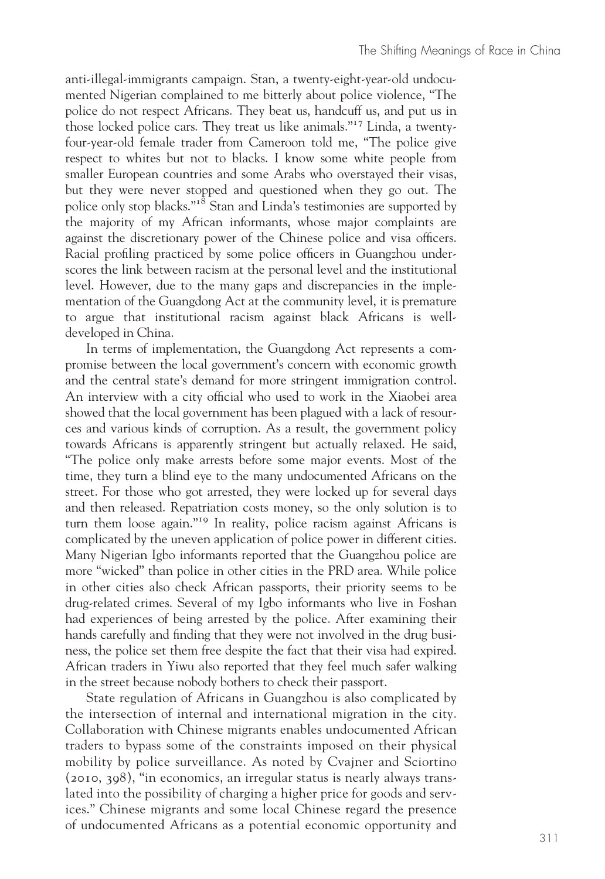anti-illegal-immigrants campaign. Stan, a twenty-eight-year-old undocumented Nigerian complained to me bitterly about police violence, "The police do not respect Africans. They beat us, handcuff us, and put us in those locked police cars. They treat us like animals."[17] Linda, a twenty-four-year-old female trader from Cameroon told me, "The police give respect to whites but not to blacks. I know some white people from smaller European countries and some Arabs who overstayed their visas, but they were never stopped and questioned when they go out. The police only stop blacks."[18] Stan and Linda's testimonies are supported by the majority of my African informants, whose major complaints are against the discretionary power of the Chinese police and visa officers. Racial profiling practiced by some police officers in Guangzhou underscores the link between racism at the personal level and the institutional level. However, due to the many gaps and discrepancies in the implementation of the Guangdong Act at the community level, it is premature to argue that institutional racism against black Africans is well-developed in China.

In terms of implementation, the Guangdong Act represents a compromise between the local government's concern with economic growth and the central state's demand for more stringent immigration control. An interview with a city official who used to work in the Xiaobei area showed that the local government has been plagued with a lack of resources and various kinds of corruption. As a result, the government policy towards Africans is apparently stringent but actually relaxed. He said, "The police only make arrests before some major events. Most of the time, they turn a blind eye to the many undocumented Africans on the street. For those who got arrested, they were locked up for several days and then released. Repatriation costs money, so the only solution is to turn them loose again."[19] In reality, police racism against Africans is complicated by the uneven application of police power in different cities. Many Nigerian Igbo informants reported that the Guangzhou police are more "wicked" than police in other cities in the PRD area. While police in other cities also check African passports, their priority seems to be drug-related crimes. Several of my Igbo informants who live in Foshan had experiences of being arrested by the police. After examining their hands carefully and finding that they were not involved in the drug business, the police set them free despite the fact that their visa had expired. African traders in Yiwu also reported that they feel much safer walking in the street because nobody bothers to check their passport.

State regulation of Africans in Guangzhou is also complicated by the intersection of internal and international migration in the city. Collaboration with Chinese migrants enables undocumented African traders to bypass some of the constraints imposed on their physical mobility by police surveillance. As noted by Cvajner and Sciortino (2010, 398), "in economics, an irregular status is nearly always translated into the possibility of charging a higher price for goods and services." Chinese migrants and some local Chinese regard the presence of undocumented Africans as a potential economic opportunity and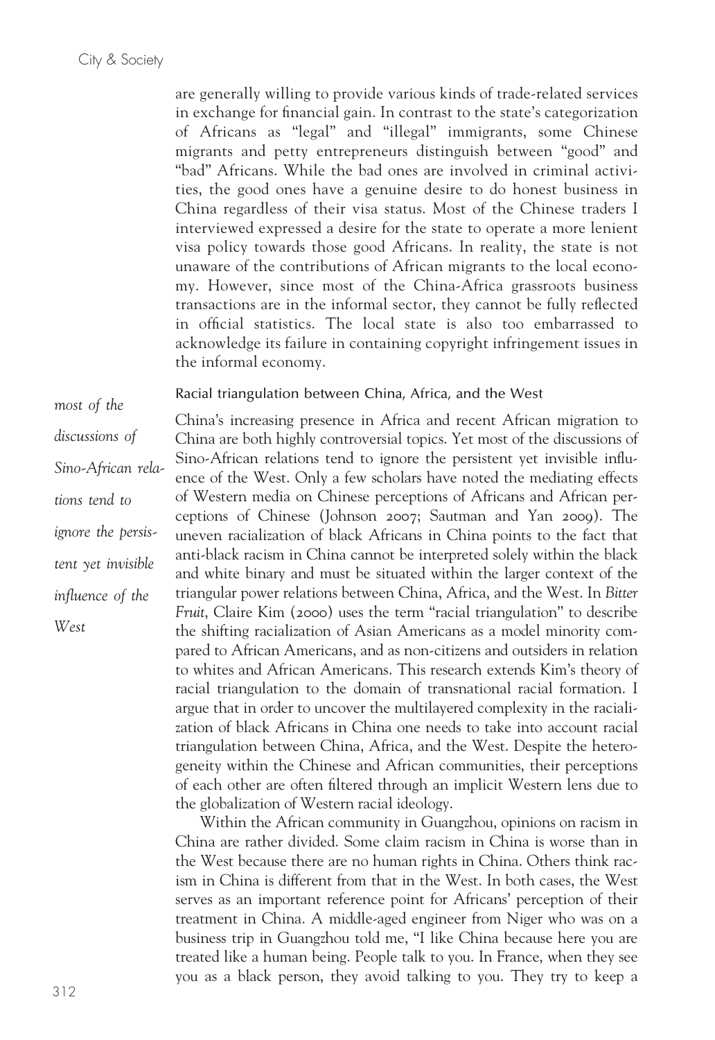are generally willing to provide various kinds of trade-related services in exchange for financial gain. In contrast to the state's categorization of Africans as "legal" and "illegal" immigrants, some Chinese migrants and petty entrepreneurs distinguish between "good" and "bad" Africans. While the bad ones are involved in criminal activities, the good ones have a genuine desire to do honest business in China regardless of their visa status. Most of the Chinese traders I interviewed expressed a desire for the state to operate a more lenient visa policy towards those good Africans. In reality, the state is not unaware of the contributions of African migrants to the local economy. However, since most of the China-Africa grassroots business transactions are in the informal sector, they cannot be fully reflected in official statistics. The local state is also too embarrassed to acknowledge its failure in containing copyright infringement issues in the informal economy.

## Racial triangulation between China, Africa, and the West

*most of the discussions of Sino-African relations tend to ignore the persistent yet invisible influence of the West*

China's increasing presence in Africa and recent African migration to China are both highly controversial topics. Yet most of the discussions of Sino-African relations tend to ignore the persistent yet invisible influence of the West. Only a few scholars have noted the mediating effects of Western media on Chinese perceptions of Africans and African perceptions of Chinese (Johnson 2007; Sautman and Yan 2009). The uneven racialization of black Africans in China points to the fact that anti-black racism in China cannot be interpreted solely within the black and white binary and must be situated within the larger context of the triangular power relations between China, Africa, and the West. In *Bitter Fruit*, Claire Kim (2000) uses the term "racial triangulation" to describe the shifting racialization of Asian Americans as a model minority compared to African Americans, and as non-citizens and outsiders in relation to whites and African Americans. This research extends Kim's theory of racial triangulation to the domain of transnational racial formation. I argue that in order to uncover the multilayered complexity in the racialization of black Africans in China one needs to take into account racial triangulation between China, Africa, and the West. Despite the heterogeneity within the Chinese and African communities, their perceptions of each other are often filtered through an implicit Western lens due to the globalization of Western racial ideology.

Within the African community in Guangzhou, opinions on racism in China are rather divided. Some claim racism in China is worse than in the West because there are no human rights in China. Others think racism in China is different from that in the West. In both cases, the West serves as an important reference point for Africans' perception of their treatment in China. A middle-aged engineer from Niger who was on a business trip in Guangzhou told me, "I like China because here you are treated like a human being. People talk to you. In France, when they see you as a black person, they avoid talking to you. They try to keep a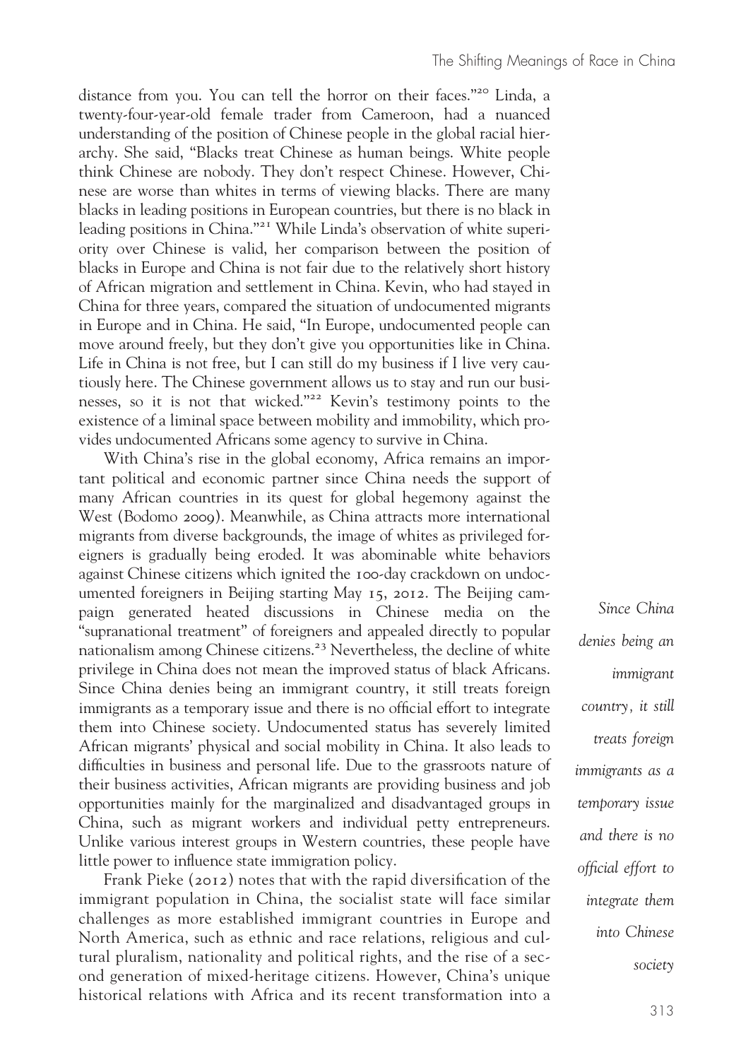distance from you. You can tell the horror on their faces."[20] Linda, a twenty-four-year-old female trader from Cameroon, had a nuanced understanding of the position of Chinese people in the global racial hierarchy. She said, "Blacks treat Chinese as human beings. White people think Chinese are nobody. They don't respect Chinese. However, Chinese are worse than whites in terms of viewing blacks. There are many blacks in leading positions in European countries, but there is no black in leading positions in China."[21] While Linda's observation of white superiority over Chinese is valid, her comparison between the position of blacks in Europe and China is not fair due to the relatively short history of African migration and settlement in China. Kevin, who had stayed in China for three years, compared the situation of undocumented migrants in Europe and in China. He said, "In Europe, undocumented people can move around freely, but they don't give you opportunities like in China. Life in China is not free, but I can still do my business if I live very cautiously here. The Chinese government allows us to stay and run our businesses, so it is not that wicked."[22] Kevin's testimony points to the existence of a liminal space between mobility and immobility, which provides undocumented Africans some agency to survive in China.

With China's rise in the global economy, Africa remains an important political and economic partner since China needs the support of many African countries in its quest for global hegemony against the West (Bodomo 2009). Meanwhile, as China attracts more international migrants from diverse backgrounds, the image of whites as privileged foreigners is gradually being eroded. It was abominable white behaviors against Chinese citizens which ignited the 100-day crackdown on undocumented foreigners in Beijing starting May 15, 2012. The Beijing campaign generated heated discussions in Chinese media on the "supranational treatment" of foreigners and appealed directly to popular nationalism among Chinese citizens.[23] Nevertheless, the decline of white privilege in China does not mean the improved status of black Africans. Since China denies being an immigrant country, it still treats foreign immigrants as a temporary issue and there is no official effort to integrate them into Chinese society. Undocumented status has severely limited African migrants' physical and social mobility in China. It also leads to difficulties in business and personal life. Due to the grassroots nature of their business activities, African migrants are providing business and job opportunities mainly for the marginalized and disadvantaged groups in China, such as migrant workers and individual petty entrepreneurs. Unlike various interest groups in Western countries, these people have little power to influence state immigration policy.

*Since China denies being an immigrant country, it still treats foreign immigrants as a temporary issue and there is no official effort to integrate them into Chinese society*

Frank Pieke (2012) notes that with the rapid diversification of the immigrant population in China, the socialist state will face similar challenges as more established immigrant countries in Europe and North America, such as ethnic and race relations, religious and cultural pluralism, nationality and political rights, and the rise of a second generation of mixed-heritage citizens. However, China's unique historical relations with Africa and its recent transformation into a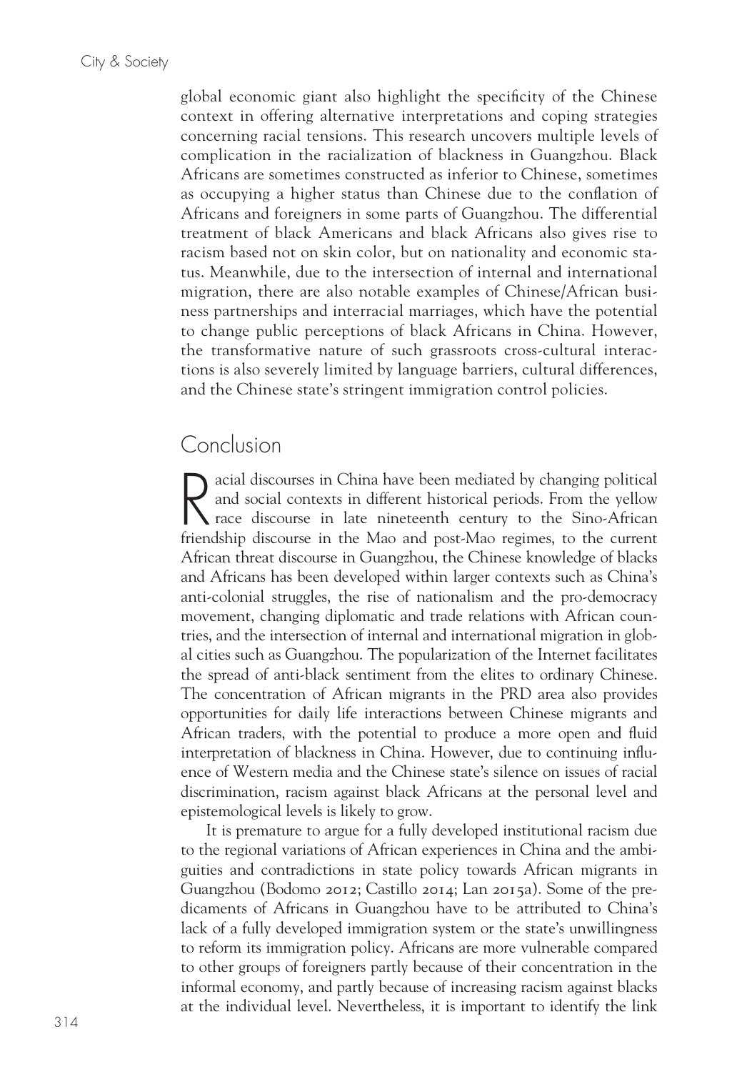global economic giant also highlight the specificity of the Chinese context in offering alternative interpretations and coping strategies concerning racial tensions. This research uncovers multiple levels of complication in the racialization of blackness in Guangzhou. Black Africans are sometimes constructed as inferior to Chinese, sometimes as occupying a higher status than Chinese due to the conflation of Africans and foreigners in some parts of Guangzhou. The differential treatment of black Americans and black Africans also gives rise to racism based not on skin color, but on nationality and economic status. Meanwhile, due to the intersection of internal and international migration, there are also notable examples of Chinese/African business partnerships and interracial marriages, which have the potential to change public perceptions of black Africans in China. However, the transformative nature of such grassroots cross-cultural interactions is also severely limited by language barriers, cultural differences, and the Chinese state's stringent immigration control policies.

## Conclusion

Racial discourses in China have been mediated by changing political and social contexts in different historical periods. From the yellow race discourse in late nineteenth century to the Sino-African friendship discourse in the Mao and post-Mao regimes, to the current African threat discourse in Guangzhou, the Chinese knowledge of blacks and Africans has been developed within larger contexts such as China's anti-colonial struggles, the rise of nationalism and the pro-democracy movement, changing diplomatic and trade relations with African countries, and the intersection of internal and international migration in global cities such as Guangzhou. The popularization of the Internet facilitates the spread of anti-black sentiment from the elites to ordinary Chinese. The concentration of African migrants in the PRD area also provides opportunities for daily life interactions between Chinese migrants and African traders, with the potential to produce a more open and fluid interpretation of blackness in China. However, due to continuing influence of Western media and the Chinese state's silence on issues of racial discrimination, racism against black Africans at the personal level and epistemological levels is likely to grow.

It is premature to argue for a fully developed institutional racism due to the regional variations of African experiences in China and the ambiguities and contradictions in state policy towards African migrants in Guangzhou (Bodomo 2012; Castillo 2014; Lan 2015a). Some of the predicaments of Africans in Guangzhou have to be attributed to China's lack of a fully developed immigration system or the state's unwillingness to reform its immigration policy. Africans are more vulnerable compared to other groups of foreigners partly because of their concentration in the informal economy, and partly because of increasing racism against blacks at the individual level. Nevertheless, it is important to identify the link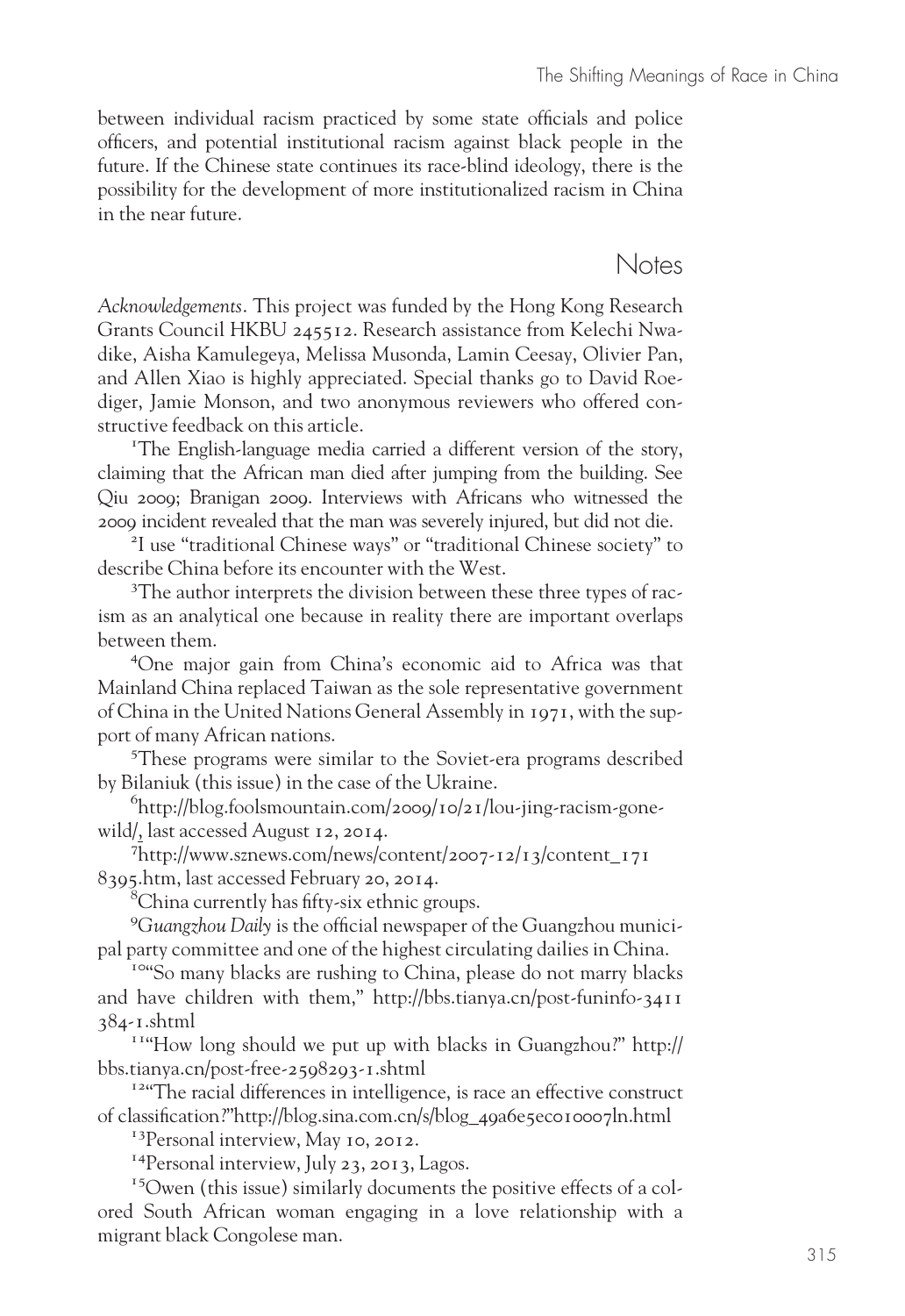between individual racism practiced by some state officials and police officers, and potential institutional racism against black people in the future. If the Chinese state continues its race-blind ideology, there is the possibility for the development of more institutionalized racism in China in the near future.

## Notes

*Acknowledgements*. This project was funded by the Hong Kong Research Grants Council HKBU 245512. Research assistance from Kelechi Nwadike, Aisha Kamulegeya, Melissa Musonda, Lamin Ceesay, Olivier Pan, and Allen Xiao is highly appreciated. Special thanks go to David Roediger, Jamie Monson, and two anonymous reviewers who offered constructive feedback on this article.

[1]The English-language media carried a different version of the story, claiming that the African man died after jumping from the building. See Qiu 2009; Branigan 2009. Interviews with Africans who witnessed the 2009 incident revealed that the man was severely injured, but did not die.

[2]I use "traditional Chinese ways" or "traditional Chinese society" to describe China before its encounter with the West.

[3]The author interprets the division between these three types of racism as an analytical one because in reality there are important overlaps between them.

[4]One major gain from China's economic aid to Africa was that Mainland China replaced Taiwan as the sole representative government of China in the United Nations General Assembly in 1971, with the support of many African nations.

[5]These programs were similar to the Soviet-era programs described by Bilaniuk (this issue) in the case of the Ukraine.

[6]http://blog.foolsmountain.com/2009/10/21/lou-jing-racism-gone-wild/, last accessed August 12, 2014.

[7]http://www.sznews.com/news/content/2007-12/13/content_1718395.htm, last accessed February 20, 2014.

[8]China currently has fifty-six ethnic groups.

[9]*Guangzhou Daily* is the official newspaper of the Guangzhou municipal party committee and one of the highest circulating dailies in China.

[10]"So many blacks are rushing to China, please do not marry blacks and have children with them," http://bbs.tianya.cn/post-funinfo-3411384-1.shtml

[11]"How long should we put up with blacks in Guangzhou?" http://bbs.tianya.cn/post-free-2598293-1.shtml

[12]"The racial differences in intelligence, is race an effective construct of classification?"http://blog.sina.com.cn/s/blog_49a6e5ec010007ln.html

[13]Personal interview, May 10, 2012.

[14]Personal interview, July 23, 2013, Lagos.

[15]Owen (this issue) similarly documents the positive effects of a colored South African woman engaging in a love relationship with a migrant black Congolese man.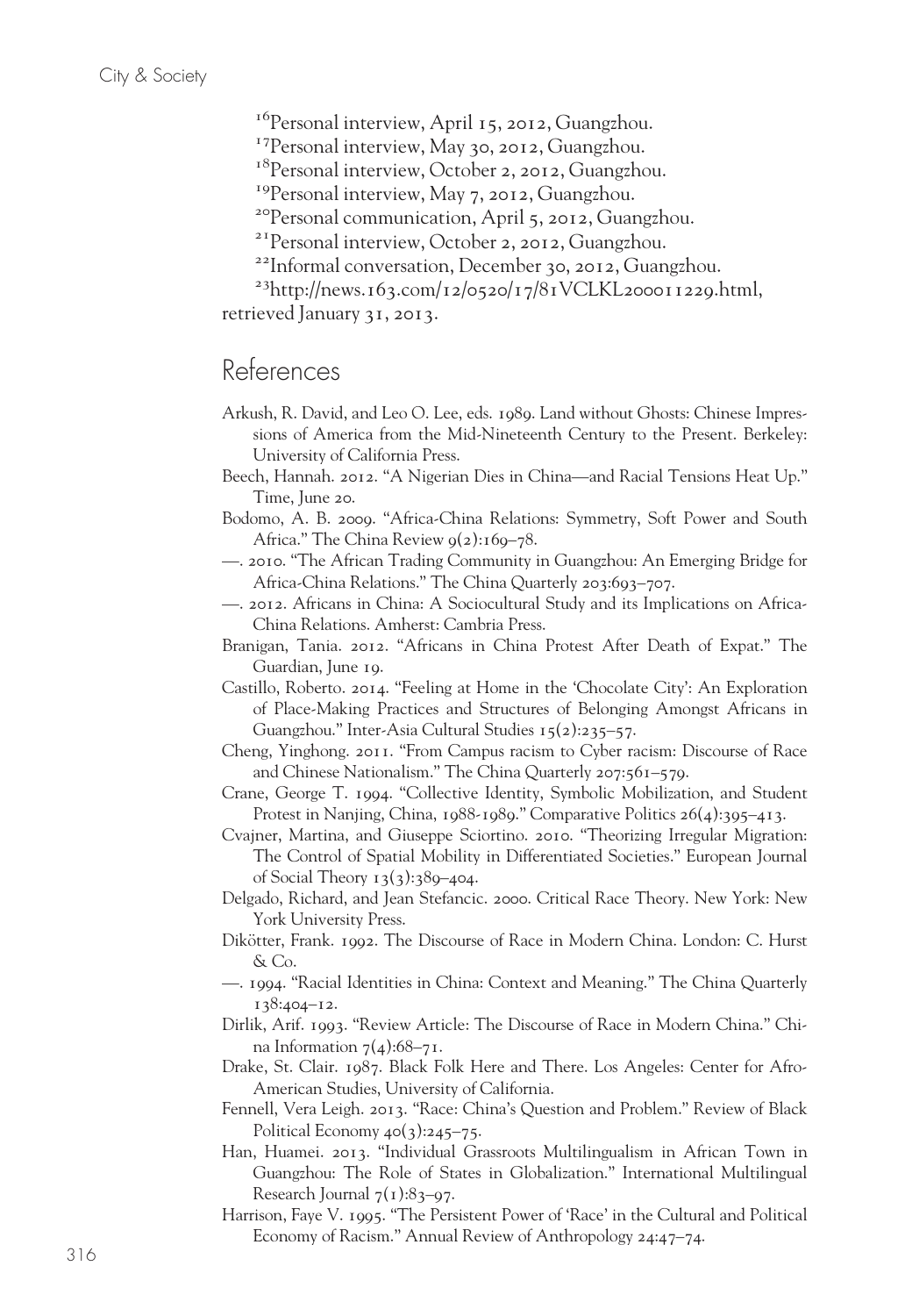[16]Personal interview, April 15, 2012, Guangzhou.

[17]Personal interview, May 30, 2012, Guangzhou.

[18]Personal interview, October 2, 2012, Guangzhou.

[19]Personal interview, May 7, 2012, Guangzhou.

[20]Personal communication, April 5, 2012, Guangzhou.

[21]Personal interview, October 2, 2012, Guangzhou.

[22]Informal conversation, December 30, 2012, Guangzhou.

[23]http://news.163.com/12/0520/17/81VCLKL200011229.html, retrieved January 31, 2013.

## References

Arkush, R. David, and Leo O. Lee, eds. 1989. Land without Ghosts: Chinese Impressions of America from the Mid-Nineteenth Century to the Present. Berkeley: University of California Press.

Beech, Hannah. 2012. "A Nigerian Dies in China—and Racial Tensions Heat Up." Time, June 20.

Bodomo, A. B. 2009. "Africa-China Relations: Symmetry, Soft Power and South Africa." The China Review 9(2):169–78.

—. 2010. "The African Trading Community in Guangzhou: An Emerging Bridge for Africa-China Relations." The China Quarterly 203:693–707.

—. 2012. Africans in China: A Sociocultural Study and its Implications on Africa-China Relations. Amherst: Cambria Press.

Branigan, Tania. 2012. "Africans in China Protest After Death of Expat." The Guardian, June 19.

Castillo, Roberto. 2014. "Feeling at Home in the 'Chocolate City': An Exploration of Place-Making Practices and Structures of Belonging Amongst Africans in Guangzhou." Inter-Asia Cultural Studies 15(2):235–57.

Cheng, Yinghong. 2011. "From Campus racism to Cyber racism: Discourse of Race and Chinese Nationalism." The China Quarterly 207:561–579.

Crane, George T. 1994. "Collective Identity, Symbolic Mobilization, and Student Protest in Nanjing, China, 1988-1989." Comparative Politics 26(4):395–413.

Cvajner, Martina, and Giuseppe Sciortino. 2010. "Theorizing Irregular Migration: The Control of Spatial Mobility in Differentiated Societies." European Journal of Social Theory 13(3):389–404.

Delgado, Richard, and Jean Stefancic. 2000. Critical Race Theory. New York: New York University Press.

Dikötter, Frank. 1992. The Discourse of Race in Modern China. London: C. Hurst & Co.

—. 1994. "Racial Identities in China: Context and Meaning." The China Quarterly 138:404–12.

Dirlik, Arif. 1993. "Review Article: The Discourse of Race in Modern China." China Information 7(4):68–71.

Drake, St. Clair. 1987. Black Folk Here and There. Los Angeles: Center for Afro-American Studies, University of California.

Fennell, Vera Leigh. 2013. "Race: China's Question and Problem." Review of Black Political Economy 40(3):245–75.

Han, Huamei. 2013. "Individual Grassroots Multilingualism in African Town in Guangzhou: The Role of States in Globalization." International Multilingual Research Journal 7(1):83–97.

Harrison, Faye V. 1995. "The Persistent Power of 'Race' in the Cultural and Political Economy of Racism." Annual Review of Anthropology 24:47–74.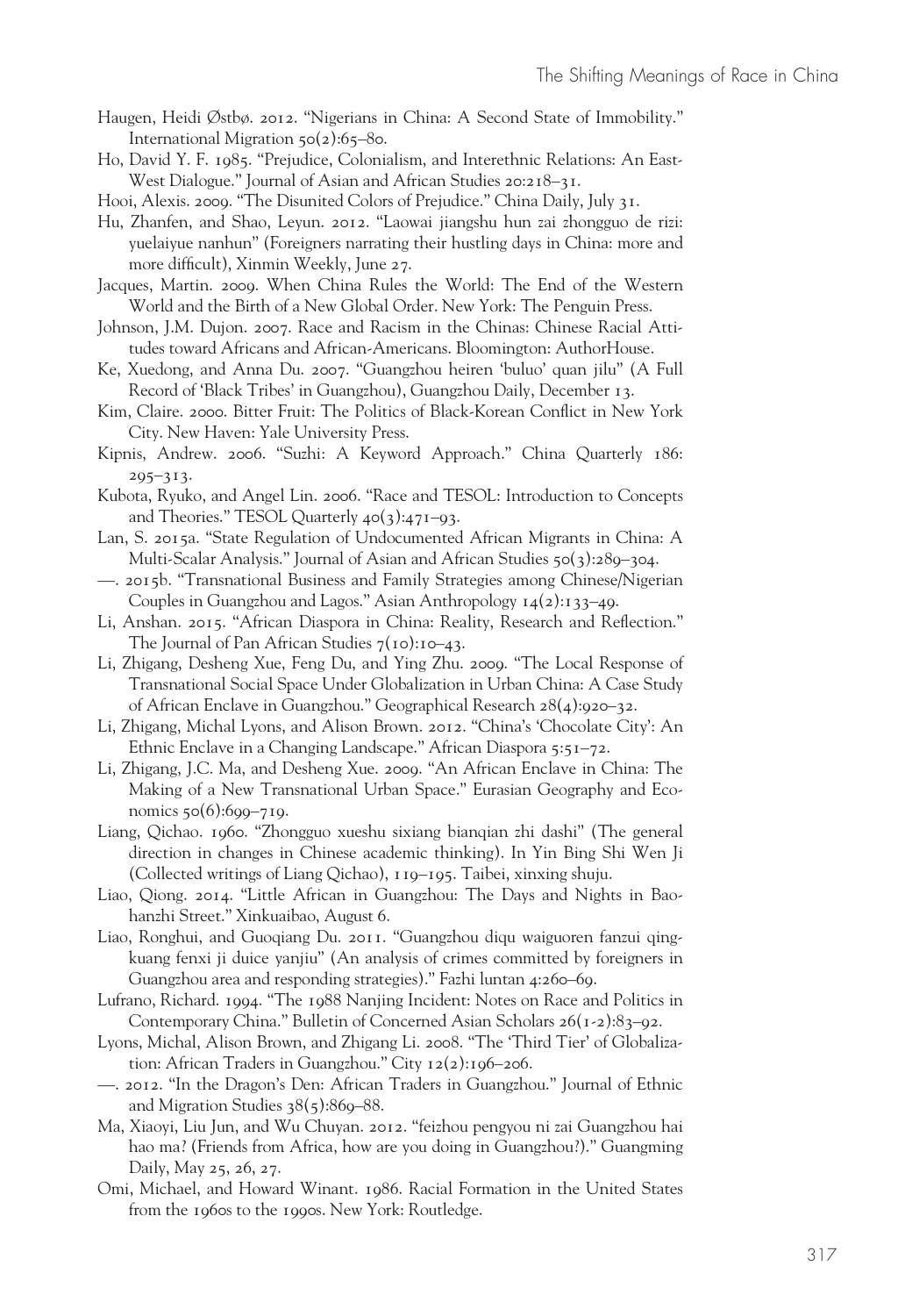Haugen, Heidi Østbø. 2012. "Nigerians in China: A Second State of Immobility." International Migration 50(2):65–80.

Ho, David Y. F. 1985. "Prejudice, Colonialism, and Interethnic Relations: An East-West Dialogue." Journal of Asian and African Studies 20:218–31.

Hooi, Alexis. 2009. "The Disunited Colors of Prejudice." China Daily, July 31.

Hu, Zhanfen, and Shao, Leyun. 2012. "Laowai jiangshu hun zai zhongguo de rizi: yuelaiyue nanhun" (Foreigners narrating their hustling days in China: more and more difficult), Xinmin Weekly, June 27.

Jacques, Martin. 2009. When China Rules the World: The End of the Western World and the Birth of a New Global Order. New York: The Penguin Press.

Johnson, J.M. Dujon. 2007. Race and Racism in the Chinas: Chinese Racial Attitudes toward Africans and African-Americans. Bloomington: AuthorHouse.

Ke, Xuedong, and Anna Du. 2007. "Guangzhou heiren 'buluo' quan jilu" (A Full Record of 'Black Tribes' in Guangzhou), Guangzhou Daily, December 13.

Kim, Claire. 2000. Bitter Fruit: The Politics of Black-Korean Conflict in New York City. New Haven: Yale University Press.

Kipnis, Andrew. 2006. "Suzhi: A Keyword Approach." China Quarterly 186: 295–313.

Kubota, Ryuko, and Angel Lin. 2006. "Race and TESOL: Introduction to Concepts and Theories." TESOL Quarterly 40(3):471–93.

Lan, S. 2015a. "State Regulation of Undocumented African Migrants in China: A Multi-Scalar Analysis." Journal of Asian and African Studies 50(3):289–304.

—. 2015b. "Transnational Business and Family Strategies among Chinese/Nigerian Couples in Guangzhou and Lagos." Asian Anthropology 14(2):133–49.

Li, Anshan. 2015. "African Diaspora in China: Reality, Research and Reflection." The Journal of Pan African Studies 7(10):10–43.

Li, Zhigang, Desheng Xue, Feng Du, and Ying Zhu. 2009. "The Local Response of Transnational Social Space Under Globalization in Urban China: A Case Study of African Enclave in Guangzhou." Geographical Research 28(4):920–32.

Li, Zhigang, Michal Lyons, and Alison Brown. 2012. "China's 'Chocolate City': An Ethnic Enclave in a Changing Landscape." African Diaspora 5:51–72.

Li, Zhigang, J.C. Ma, and Desheng Xue. 2009. "An African Enclave in China: The Making of a New Transnational Urban Space." Eurasian Geography and Economics 50(6):699–719.

Liang, Qichao. 1960. "Zhongguo xueshu sixiang bianqian zhi dashi" (The general direction in changes in Chinese academic thinking). In Yin Bing Shi Wen Ji (Collected writings of Liang Qichao), 119–195. Taibei, xinxing shuju.

Liao, Qiong. 2014. "Little African in Guangzhou: The Days and Nights in Baohanzhi Street." Xinkuaibao, August 6.

Liao, Ronghui, and Guoqiang Du. 2011. "Guangzhou diqu waiguoren fanzui qingkuang fenxi ji duice yanjiu" (An analysis of crimes committed by foreigners in Guangzhou area and responding strategies)." Fazhi luntan 4:260–69.

Lufrano, Richard. 1994. "The 1988 Nanjing Incident: Notes on Race and Politics in Contemporary China." Bulletin of Concerned Asian Scholars 26(1-2):83–92.

Lyons, Michal, Alison Brown, and Zhigang Li. 2008. "The 'Third Tier' of Globalization: African Traders in Guangzhou." City 12(2):196–206.

—. 2012. "In the Dragon's Den: African Traders in Guangzhou." Journal of Ethnic and Migration Studies 38(5):869–88.

Ma, Xiaoyi, Liu Jun, and Wu Chuyan. 2012. "feizhou pengyou ni zai Guangzhou hai hao ma? (Friends from Africa, how are you doing in Guangzhou?)." Guangming Daily, May 25, 26, 27.

Omi, Michael, and Howard Winant. 1986. Racial Formation in the United States from the 1960s to the 1990s. New York: Routledge.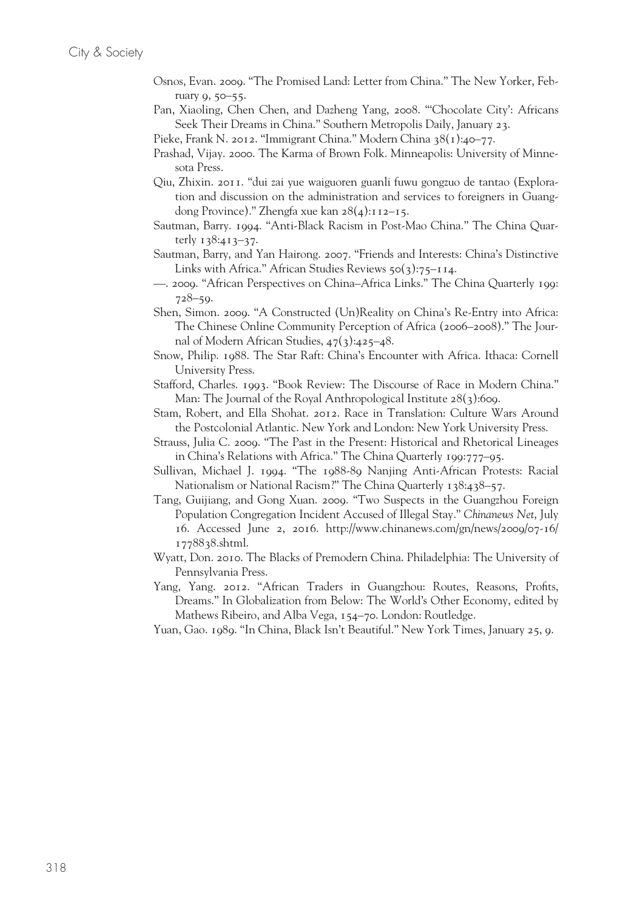Osnos, Evan. 2009. “The Promised Land: Letter from China.” The New Yorker, February 9, 50–55.

Pan, Xiaoling, Chen Chen, and Dazheng Yang, 2008. “‘Chocolate City’: Africans Seek Their Dreams in China.” Southern Metropolis Daily, January 23.

Pieke, Frank N. 2012. “Immigrant China.” Modern China 38(1):40–77.

Prashad, Vijay. 2000. The Karma of Brown Folk. Minneapolis: University of Minnesota Press.

Qiu, Zhixin. 2011. “dui zai yue waiguoren guanli fuwu gongzuo de tantao (Exploration and discussion on the administration and services to foreigners in Guangdong Province).” Zhengfa xue kan 28(4):112–15.

Sautman, Barry. 1994. “Anti-Black Racism in Post-Mao China.” The China Quarterly 138:413–37.

Sautman, Barry, and Yan Hairong. 2007. “Friends and Interests: China’s Distinctive Links with Africa.” African Studies Reviews 50(3):75–114.

—. 2009. “African Perspectives on China–Africa Links.” The China Quarterly 199: 728–59.

Shen, Simon. 2009. “A Constructed (Un)Reality on China’s Re-Entry into Africa: The Chinese Online Community Perception of Africa (2006–2008).” The Journal of Modern African Studies, 47(3):425–48.

Snow, Philip. 1988. The Star Raft: China’s Encounter with Africa. Ithaca: Cornell University Press.

Stafford, Charles. 1993. “Book Review: The Discourse of Race in Modern China.” Man: The Journal of the Royal Anthropological Institute 28(3):609.

Stam, Robert, and Ella Shohat. 2012. Race in Translation: Culture Wars Around the Postcolonial Atlantic. New York and London: New York University Press.

Strauss, Julia C. 2009. “The Past in the Present: Historical and Rhetorical Lineages in China’s Relations with Africa.” The China Quarterly 199:777–95.

Sullivan, Michael J. 1994. “The 1988-89 Nanjing Anti-African Protests: Racial Nationalism or National Racism?” The China Quarterly 138:438–57.

Tang, Guijiang, and Gong Xuan. 2009. “Two Suspects in the Guangzhou Foreign Population Congregation Incident Accused of Illegal Stay.” *Chinanews Net*, July 16. Accessed June 2, 2016. http://www.chinanews.com/gn/news/2009/07-16/1778838.shtml.

Wyatt, Don. 2010. The Blacks of Premodern China. Philadelphia: The University of Pennsylvania Press.

Yang, Yang. 2012. “African Traders in Guangzhou: Routes, Reasons, Profits, Dreams.” In Globalization from Below: The World’s Other Economy, edited by Mathews Ribeiro, and Alba Vega, 154–70. London: Routledge.

Yuan, Gao. 1989. “In China, Black Isn’t Beautiful.” New York Times, January 25, 9.